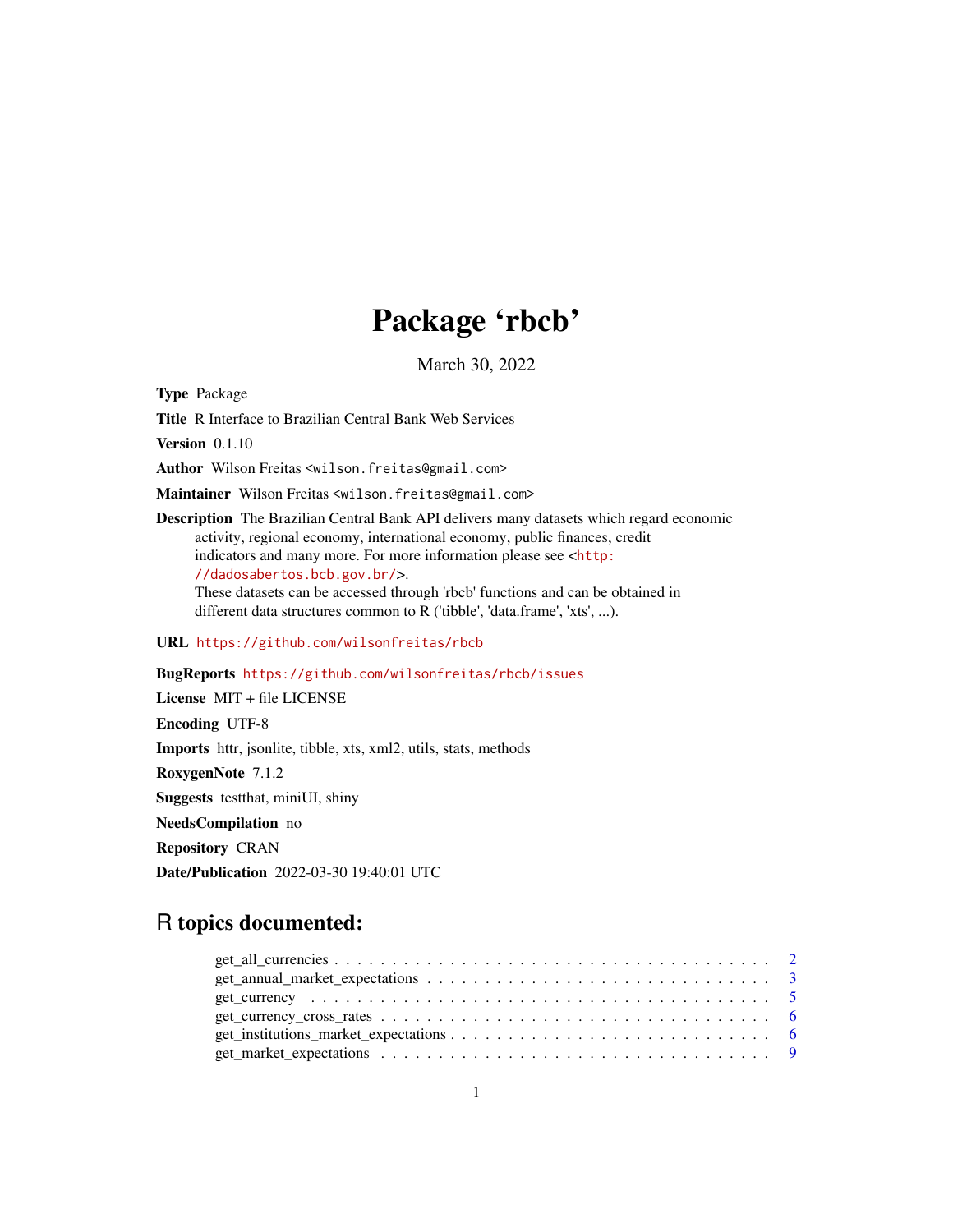# Package 'rbcb'

March 30, 2022

**Type** Package

**Title** R Interface to Brazilian Central Bank Web Services

**Version** 0.1.10

**Author** Wilson Freitas <wilson.freitas@gmail.com>

**Maintainer** Wilson Freitas <wilson.freitas@gmail.com>

**Description** The Brazilian Central Bank API delivers many datasets which regard economic activity, regional economy, international economy, public finances, credit indicators and many more. For more information please see <http://dadosabertos.bcb.gov.br/>.
These datasets can be accessed through 'rbcb' functions and can be obtained in different data structures common to R ('tibble', 'data.frame', 'xts', ...).

**URL** https://github.com/wilsonfreitas/rbcb

**BugReports** https://github.com/wilsonfreitas/rbcb/issues

**License** MIT + file LICENSE

**Encoding** UTF-8

**Imports** httr, jsonlite, tibble, xts, xml2, utils, stats, methods

**RoxygenNote** 7.1.2

**Suggests** testthat, miniUI, shiny

**NeedsCompilation** no

**Repository** CRAN

**Date/Publication** 2022-03-30 19:40:01 UTC

## R topics documented:

- get_all_currencies . . . . . . . . . . . . . . . . . . . . . . . . . . . . . . . . . . . . 2
- get_annual_market_expectations . . . . . . . . . . . . . . . . . . . . . . . . . . . . . . 3
- get_currency . . . . . . . . . . . . . . . . . . . . . . . . . . . . . . . . . . . . . . . 5
- get_currency_cross_rates . . . . . . . . . . . . . . . . . . . . . . . . . . . . . . . . . 6
- get_institutions_market_expectations . . . . . . . . . . . . . . . . . . . . . . . . . . . 6
- get_market_expectations . . . . . . . . . . . . . . . . . . . . . . . . . . . . . . . . . 9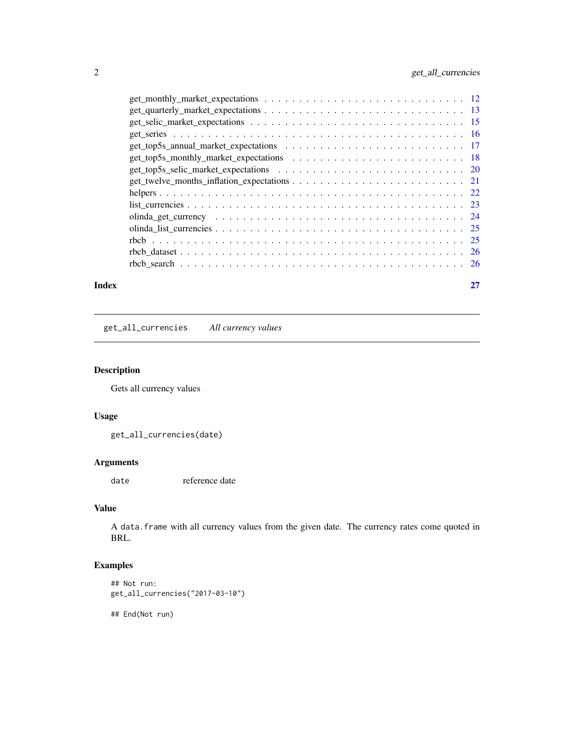get_monthly_market_expectations . . . . . . . . . . . . . . . . . . . . . . . . . . . . 12
get_quarterly_market_expectations . . . . . . . . . . . . . . . . . . . . . . . . . . . 13
get_selic_market_expectations . . . . . . . . . . . . . . . . . . . . . . . . . . . . . 15
get_series . . . . . . . . . . . . . . . . . . . . . . . . . . . . . . . . . . . . . . . 16
get_top5s_annual_market_expectations . . . . . . . . . . . . . . . . . . . . . . . . . 17
get_top5s_monthly_market_expectations . . . . . . . . . . . . . . . . . . . . . . . . 18
get_top5s_selic_market_expectations . . . . . . . . . . . . . . . . . . . . . . . . . . 20
get_twelve_months_inflation_expectations . . . . . . . . . . . . . . . . . . . . . . . 21
helpers . . . . . . . . . . . . . . . . . . . . . . . . . . . . . . . . . . . . . . . . 22
list_currencies . . . . . . . . . . . . . . . . . . . . . . . . . . . . . . . . . . . . 23
olinda_get_currency . . . . . . . . . . . . . . . . . . . . . . . . . . . . . . . . . . 24
olinda_list_currencies . . . . . . . . . . . . . . . . . . . . . . . . . . . . . . . . . 25
rbcb . . . . . . . . . . . . . . . . . . . . . . . . . . . . . . . . . . . . . . . . . . 25
rbcb_dataset . . . . . . . . . . . . . . . . . . . . . . . . . . . . . . . . . . . . . . 26
rbcb_search . . . . . . . . . . . . . . . . . . . . . . . . . . . . . . . . . . . . . . 26

**Index** **27**

---

`get_all_currencies` *All currency values*

---

## Description

Gets all currency values

## Usage

```
get_all_currencies(date)
```

## Arguments

| | |
|---|---|
| `date` | reference date |

## Value

A `data.frame` with all currency values from the given date. The currency rates come quoted in BRL.

## Examples

```
## Not run:
get_all_currencies("2017-03-10")

## End(Not run)
```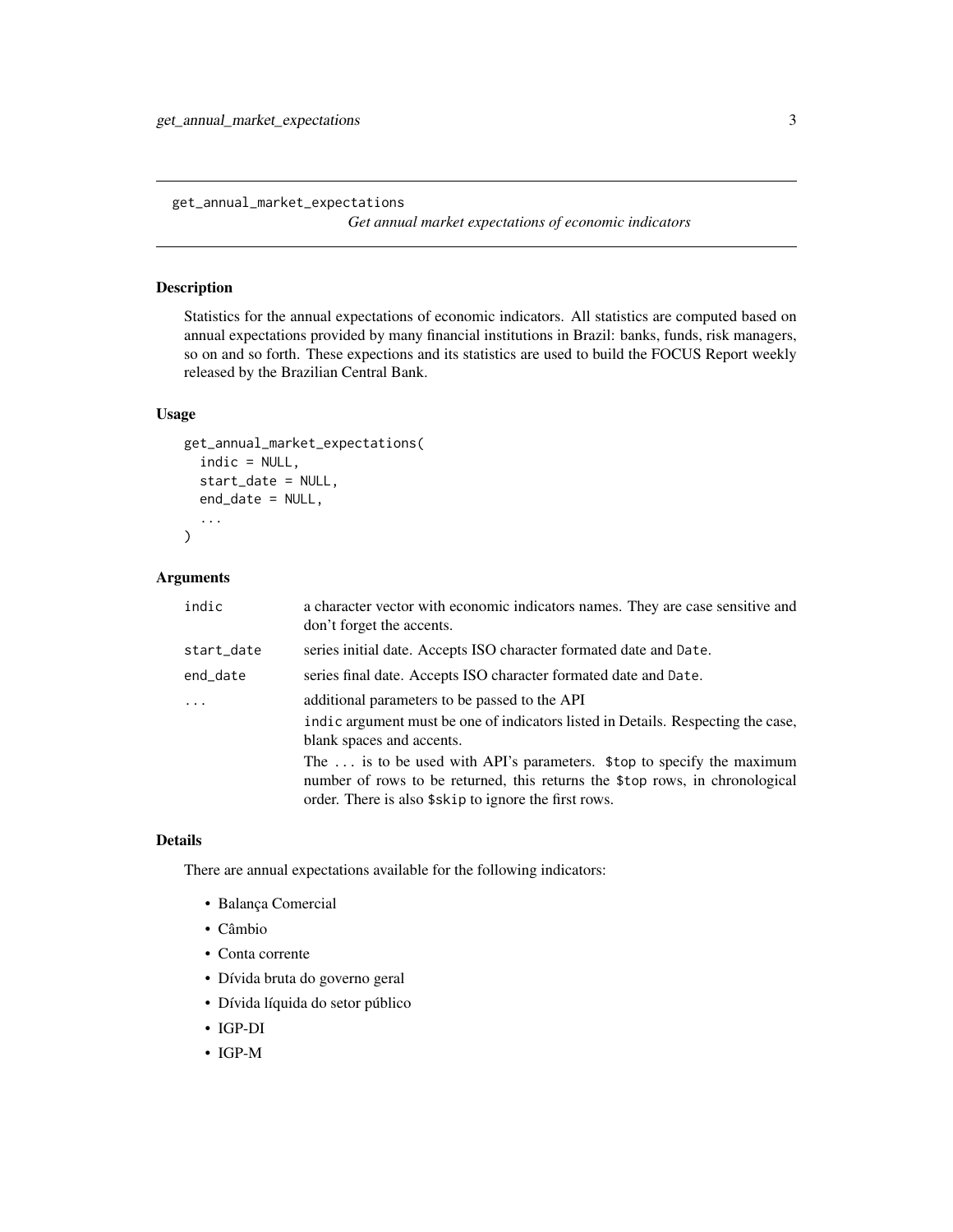```
get_annual_market_expectations
```

*Get annual market expectations of economic indicators*

## Description

Statistics for the annual expectations of economic indicators. All statistics are computed based on annual expectations provided by many financial institutions in Brazil: banks, funds, risk managers, so on and so forth. These expections and its statistics are used to build the FOCUS Report weekly released by the Brazilian Central Bank.

## Usage

```
get_annual_market_expectations(
  indic = NULL,
  start_date = NULL,
  end_date = NULL,
  ...
)
```

## Arguments

| | |
|---|---|
| `indic` | a character vector with economic indicators names. They are case sensitive and don't forget the accents. |
| `start_date` | series initial date. Accepts ISO character formated date and `Date`. |
| `end_date` | series final date. Accepts ISO character formated date and `Date`. |
| `...` | additional parameters to be passed to the API<br><br>`indic` argument must be one of indicators listed in Details. Respecting the case, blank spaces and accents.<br><br>The `...` is to be used with API's parameters. `$top` to specify the maximum number of rows to be returned, this returns the `$top` rows, in chronological order. There is also `$skip` to ignore the first rows. |

## Details

There are annual expectations available for the following indicators:

- Balança Comercial
- Câmbio
- Conta corrente
- Dívida bruta do governo geral
- Dívida líquida do setor público
- IGP-DI
- IGP-M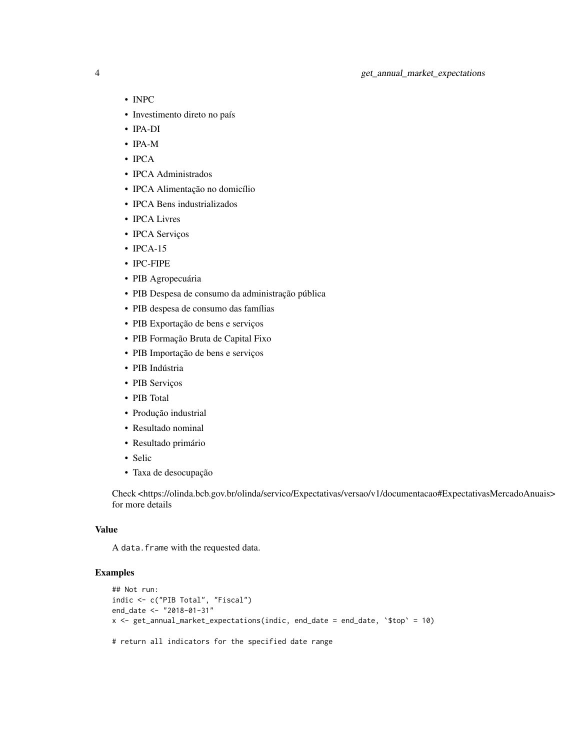- INPC
- Investimento direto no país
- IPA-DI
- IPA-M
- IPCA
- IPCA Administrados
- IPCA Alimentação no domicílio
- IPCA Bens industrializados
- IPCA Livres
- IPCA Serviços
- IPCA-15
- IPC-FIPE
- PIB Agropecuária
- PIB Despesa de consumo da administração pública
- PIB despesa de consumo das famílias
- PIB Exportação de bens e serviços
- PIB Formação Bruta de Capital Fixo
- PIB Importação de bens e serviços
- PIB Indústria
- PIB Serviços
- PIB Total
- Produção industrial
- Resultado nominal
- Resultado primário
- Selic
- Taxa de desocupação

Check <https://olinda.bcb.gov.br/olinda/servico/Expectativas/versao/v1/documentacao#ExpectativasMercadoAnuais> for more details

### Value

A `data.frame` with the requested data.

### Examples

```
## Not run:
indic <- c("PIB Total", "Fiscal")
end_date <- "2018-01-31"
x <- get_annual_market_expectations(indic, end_date = end_date, `$top` = 10)

# return all indicators for the specified date range
```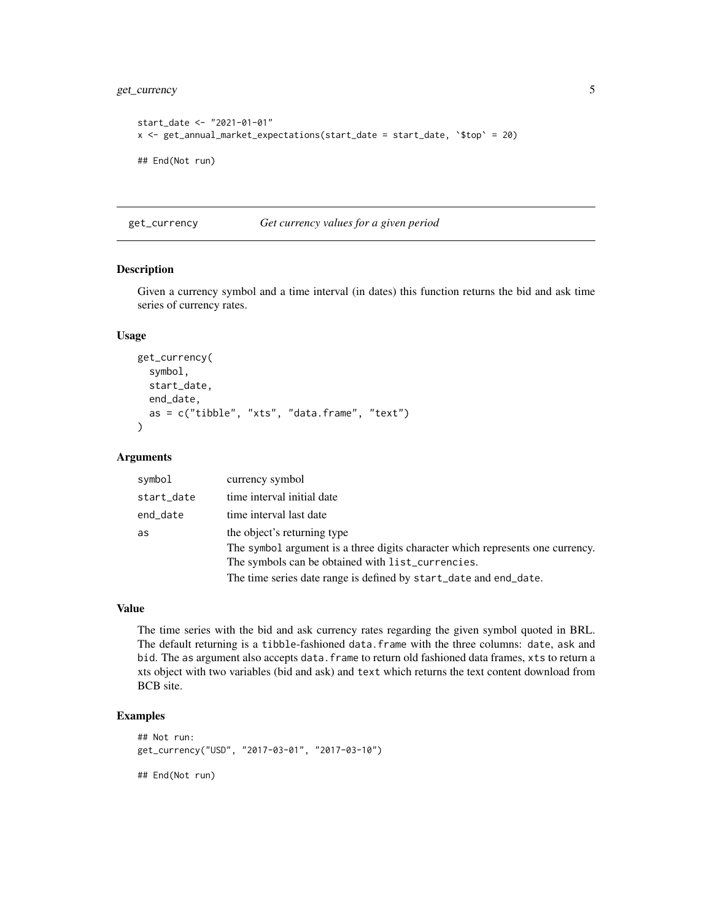```
start_date <- "2021-01-01"
x <- get_annual_market_expectations(start_date = start_date, `$top` = 20)

## End(Not run)
```

## get_currency — *Get currency values for a given period*

### Description

Given a currency symbol and a time interval (in dates) this function returns the bid and ask time series of currency rates.

### Usage

```
get_currency(
  symbol,
  start_date,
  end_date,
  as = c("tibble", "xts", "data.frame", "text")
)
```

### Arguments

| | |
|---|---|
| `symbol` | currency symbol |
| `start_date` | time interval initial date |
| `end_date` | time interval last date |
| `as` | the object's returning type<br>The `symbol` argument is a three digits character which represents one currency. The symbols can be obtained with `list_currencies`.<br>The time series date range is defined by `start_date` and `end_date`. |

### Value

The time series with the bid and ask currency rates regarding the given symbol quoted in BRL. The default returning is a `tibble`-fashioned `data.frame` with the three columns: `date`, `ask` and `bid`. The `as` argument also accepts `data.frame` to return old fashioned data frames, `xts` to return a xts object with two variables (bid and ask) and `text` which returns the text content download from BCB site.

### Examples

```
## Not run:
get_currency("USD", "2017-03-01", "2017-03-10")

## End(Not run)
```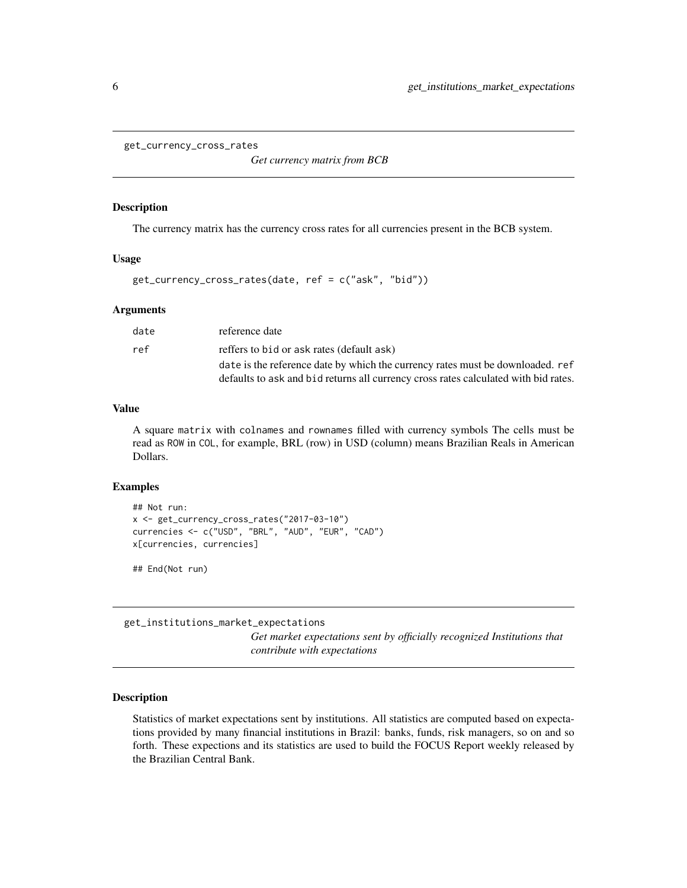## get_currency_cross_rates

*Get currency matrix from BCB*

### Description

The currency matrix has the currency cross rates for all currencies present in the BCB system.

### Usage

```
get_currency_cross_rates(date, ref = c("ask", "bid"))
```

### Arguments

| | |
|---|---|
| `date` | reference date |
| `ref` | reffers to `bid` or `ask` rates (default `ask`)<br>`date` is the reference date by which the currency rates must be downloaded. `ref` defaults to `ask` and `bid` returns all currency cross rates calculated with bid rates. |

### Value

A square `matrix` with `colnames` and `rownames` filled with currency symbols The cells must be read as `ROW` in `COL`, for example, BRL (row) in USD (column) means Brazilian Reals in American Dollars.

### Examples

```
## Not run:
x <- get_currency_cross_rates("2017-03-10")
currencies <- c("USD", "BRL", "AUD", "EUR", "CAD")
x[currencies, currencies]

## End(Not run)
```

## get_institutions_market_expectations

*Get market expectations sent by officially recognized Institutions that contribute with expectations*

### Description

Statistics of market expectations sent by institutions. All statistics are computed based on expectations provided by many financial institutions in Brazil: banks, funds, risk managers, so on and so forth. These expections and its statistics are used to build the FOCUS Report weekly released by the Brazilian Central Bank.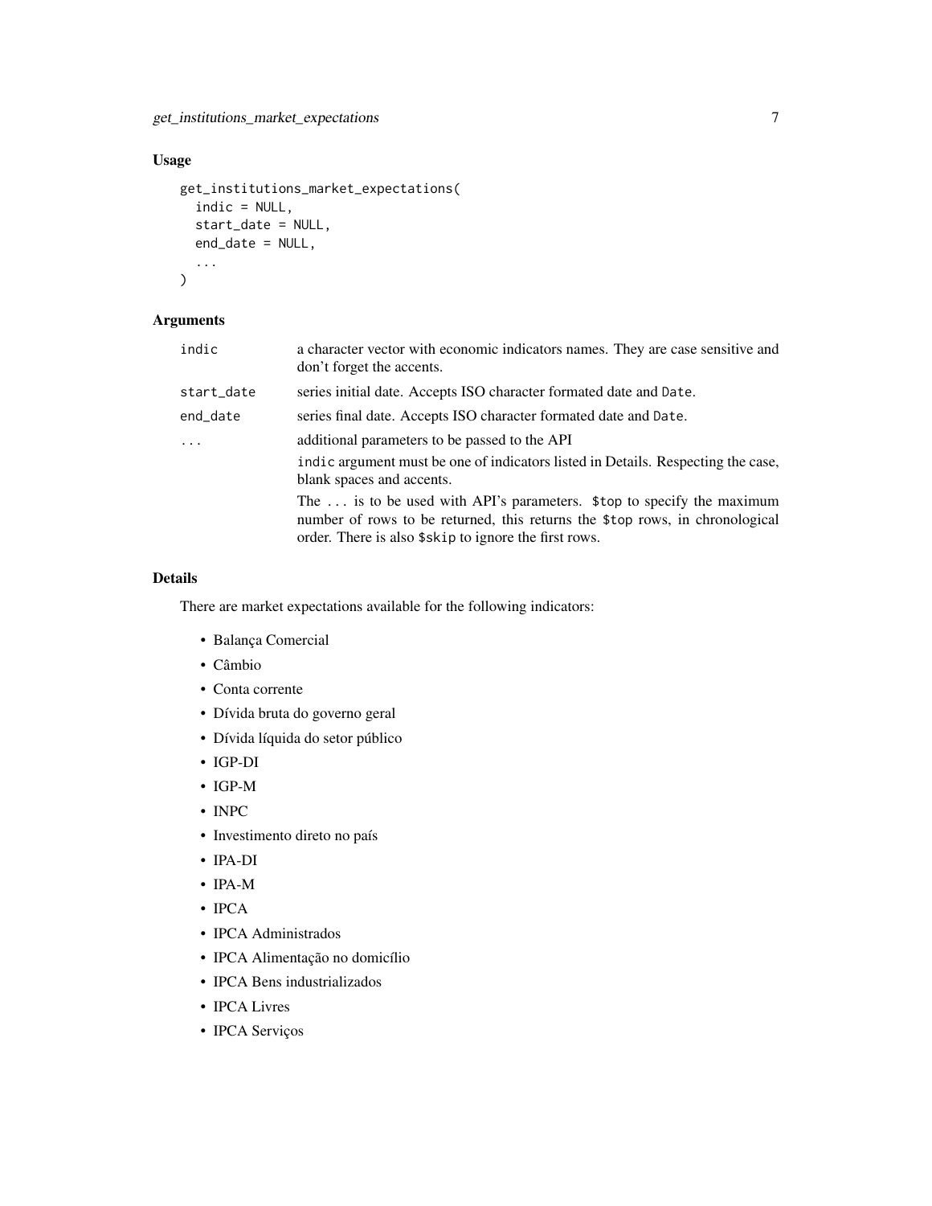## Usage

```
get_institutions_market_expectations(
  indic = NULL,
  start_date = NULL,
  end_date = NULL,
  ...
)
```

## Arguments

| | |
|---|---|
| indic | a character vector with economic indicators names. They are case sensitive and don't forget the accents. |
| start_date | series initial date. Accepts ISO character formated date and `Date`. |
| end_date | series final date. Accepts ISO character formated date and `Date`. |
| ... | additional parameters to be passed to the API<br><br>`indic` argument must be one of indicators listed in Details. Respecting the case, blank spaces and accents.<br><br>The `...` is to be used with API's parameters. `$top` to specify the maximum number of rows to be returned, this returns the `$top` rows, in chronological order. There is also `$skip` to ignore the first rows. |

## Details

There are market expectations available for the following indicators:

- Balança Comercial
- Câmbio
- Conta corrente
- Dívida bruta do governo geral
- Dívida líquida do setor público
- IGP-DI
- IGP-M
- INPC
- Investimento direto no país
- IPA-DI
- IPA-M
- IPCA
- IPCA Administrados
- IPCA Alimentação no domicílio
- IPCA Bens industrializados
- IPCA Livres
- IPCA Serviços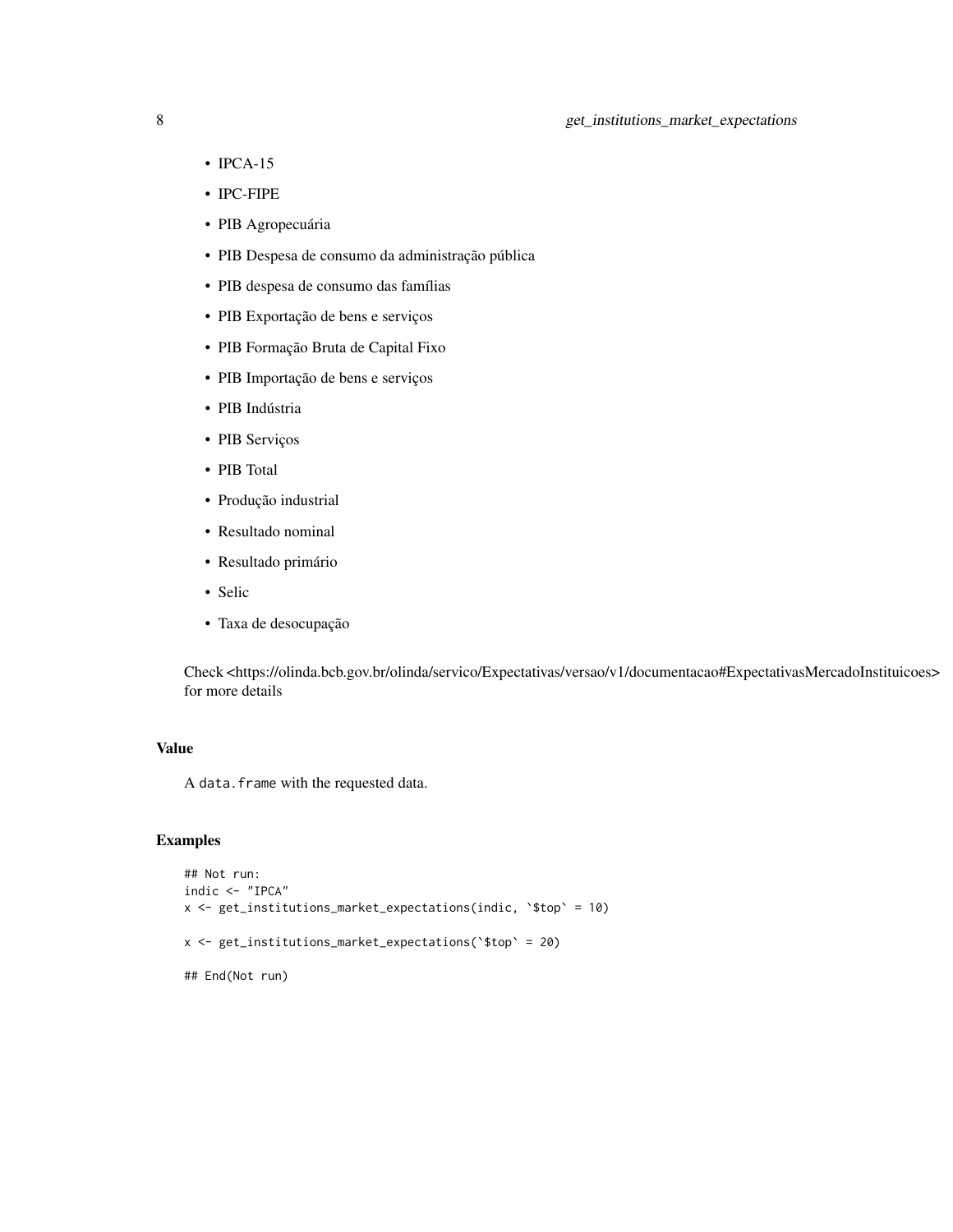- IPCA-15
- IPC-FIPE
- PIB Agropecuária
- PIB Despesa de consumo da administração pública
- PIB despesa de consumo das famílias
- PIB Exportação de bens e serviços
- PIB Formação Bruta de Capital Fixo
- PIB Importação de bens e serviços
- PIB Indústria
- PIB Serviços
- PIB Total
- Produção industrial
- Resultado nominal
- Resultado primário
- Selic
- Taxa de desocupação

Check <https://olinda.bcb.gov.br/olinda/servico/Expectativas/versao/v1/documentacao#ExpectativasMercadoInstituicoes> for more details

## Value

A `data.frame` with the requested data.

## Examples

```
## Not run:
indic <- "IPCA"
x <- get_institutions_market_expectations(indic, `$top` = 10)

x <- get_institutions_market_expectations(`$top` = 20)

## End(Not run)
```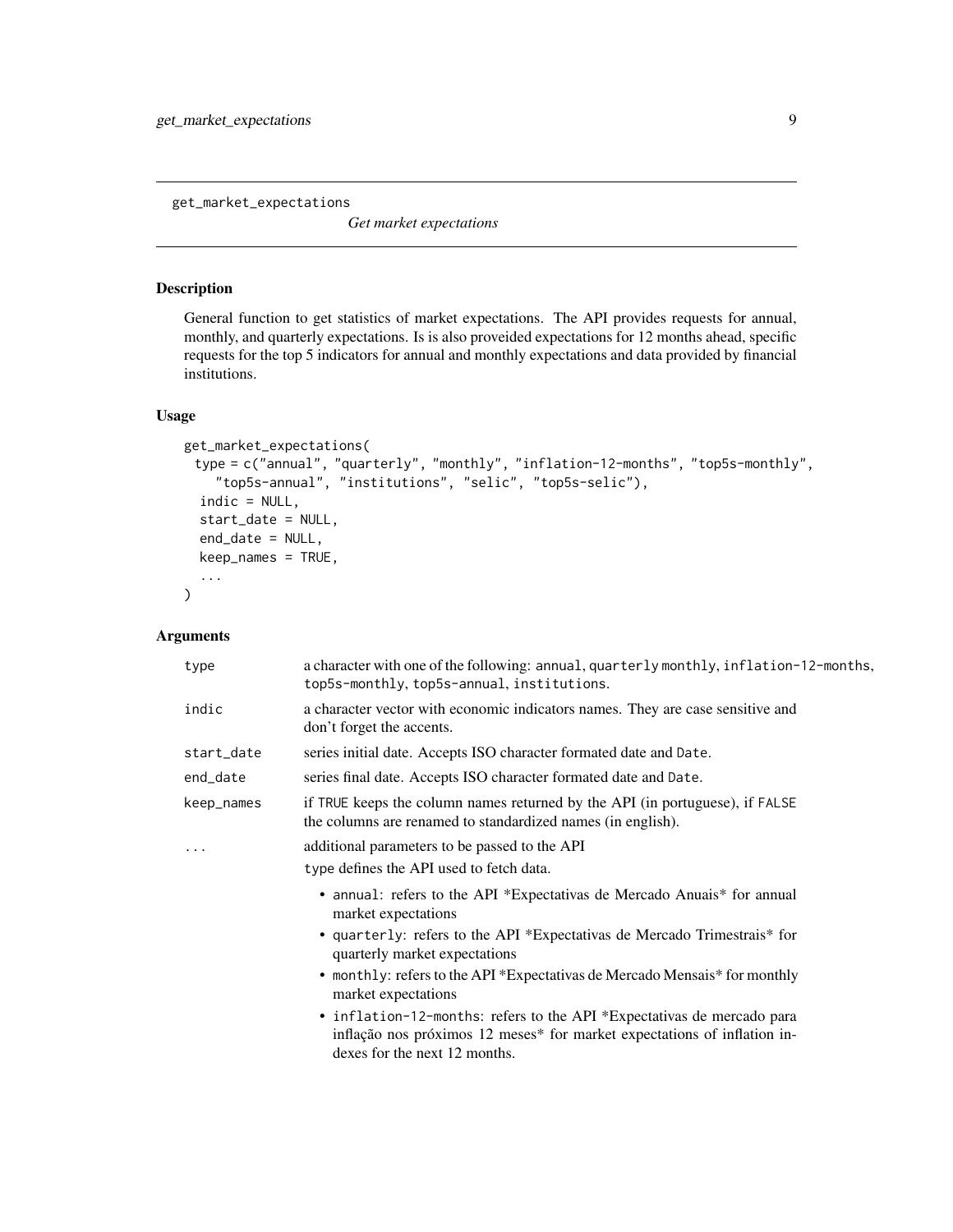# get_market_expectations

*Get market expectations*

## Description

General function to get statistics of market expectations. The API provides requests for annual, monthly, and quarterly expectations. Is is also proveided expectations for 12 months ahead, specific requests for the top 5 indicators for annual and monthly expectations and data provided by financial institutions.

## Usage

```
get_market_expectations(
  type = c("annual", "quarterly", "monthly", "inflation-12-months", "top5s-monthly",
    "top5s-annual", "institutions", "selic", "top5s-selic"),
  indic = NULL,
  start_date = NULL,
  end_date = NULL,
  keep_names = TRUE,
  ...
)
```

## Arguments

| | |
|---|---|
| `type` | a character with one of the following: `annual`, `quarterly` `monthly`, `inflation-12-months`, `top5s-monthly`, `top5s-annual`, `institutions`. |
| `indic` | a character vector with economic indicators names. They are case sensitive and don't forget the accents. |
| `start_date` | series initial date. Accepts ISO character formated date and `Date`. |
| `end_date` | series final date. Accepts ISO character formated date and `Date`. |
| `keep_names` | if `TRUE` keeps the column names returned by the API (in portuguese), if `FALSE` the columns are renamed to standardized names (in english). |
| `...` | additional parameters to be passed to the API |

`type` defines the API used to fetch data.

- `annual`: refers to the API *Expectativas de Mercado Anuais* for annual market expectations
- `quarterly`: refers to the API *Expectativas de Mercado Trimestrais* for quarterly market expectations
- `monthly`: refers to the API *Expectativas de Mercado Mensais* for monthly market expectations
- `inflation-12-months`: refers to the API *Expectativas de mercado para inflação nos próximos 12 meses* for market expectations of inflation indexes for the next 12 months.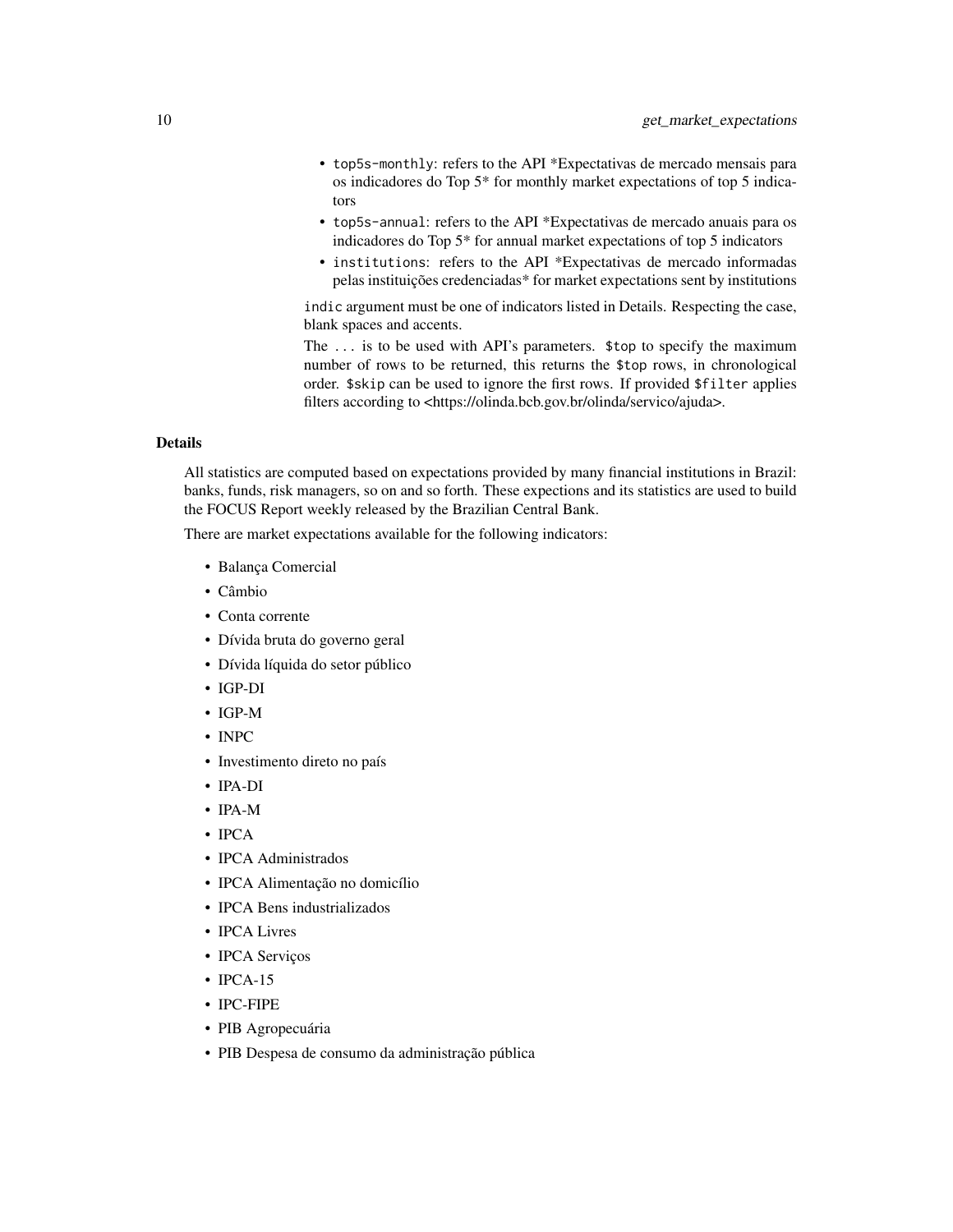- `top5s-monthly`: refers to the API *Expectativas de mercado mensais para os indicadores do Top 5* for monthly market expectations of top 5 indicators
- `top5s-annual`: refers to the API *Expectativas de mercado anuais para os indicadores do Top 5* for annual market expectations of top 5 indicators
- `institutions`: refers to the API *Expectativas de mercado informadas pelas instituições credenciadas* for market expectations sent by institutions

`indic` argument must be one of indicators listed in Details. Respecting the case, blank spaces and accents.

The `...` is to be used with API's parameters. `$top` to specify the maximum number of rows to be returned, this returns the `$top` rows, in chronological order. `$skip` can be used to ignore the first rows. If provided `$filter` applies filters according to <https://olinda.bcb.gov.br/olinda/servico/ajuda>.

## Details

All statistics are computed based on expectations provided by many financial institutions in Brazil: banks, funds, risk managers, so on and so forth. These expections and its statistics are used to build the FOCUS Report weekly released by the Brazilian Central Bank.

There are market expectations available for the following indicators:

- Balança Comercial
- Câmbio
- Conta corrente
- Dívida bruta do governo geral
- Dívida líquida do setor público
- IGP-DI
- IGP-M
- INPC
- Investimento direto no país
- IPA-DI
- IPA-M
- IPCA
- IPCA Administrados
- IPCA Alimentação no domicílio
- IPCA Bens industrializados
- IPCA Livres
- IPCA Serviços
- IPCA-15
- IPC-FIPE
- PIB Agropecuária
- PIB Despesa de consumo da administração pública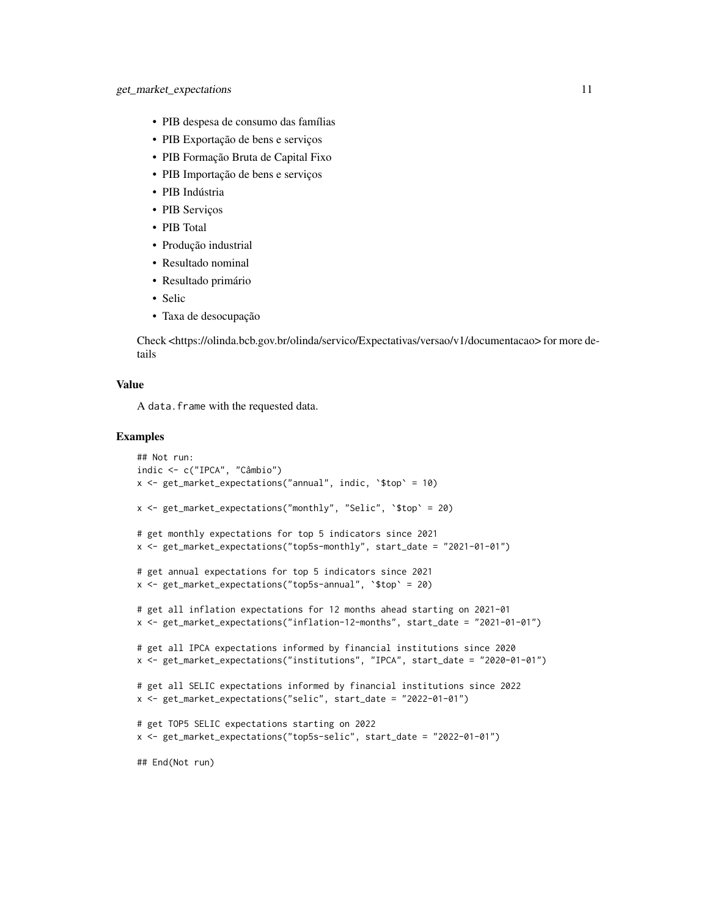- PIB despesa de consumo das famílias
- PIB Exportação de bens e serviços
- PIB Formação Bruta de Capital Fixo
- PIB Importação de bens e serviços
- PIB Indústria
- PIB Serviços
- PIB Total
- Produção industrial
- Resultado nominal
- Resultado primário
- Selic
- Taxa de desocupação

Check <https://olinda.bcb.gov.br/olinda/servico/Expectativas/versao/v1/documentacao> for more details

### Value

A `data.frame` with the requested data.

### Examples

```
## Not run:
indic <- c("IPCA", "Câmbio")
x <- get_market_expectations("annual", indic, `$top` = 10)

x <- get_market_expectations("monthly", "Selic", `$top` = 20)

# get monthly expectations for top 5 indicators since 2021
x <- get_market_expectations("top5s-monthly", start_date = "2021-01-01")

# get annual expectations for top 5 indicators since 2021
x <- get_market_expectations("top5s-annual", `$top` = 20)

# get all inflation expectations for 12 months ahead starting on 2021-01
x <- get_market_expectations("inflation-12-months", start_date = "2021-01-01")

# get all IPCA expectations informed by financial institutions since 2020
x <- get_market_expectations("institutions", "IPCA", start_date = "2020-01-01")

# get all SELIC expectations informed by financial institutions since 2022
x <- get_market_expectations("selic", start_date = "2022-01-01")

# get TOP5 SELIC expectations starting on 2022
x <- get_market_expectations("top5s-selic", start_date = "2022-01-01")

## End(Not run)
```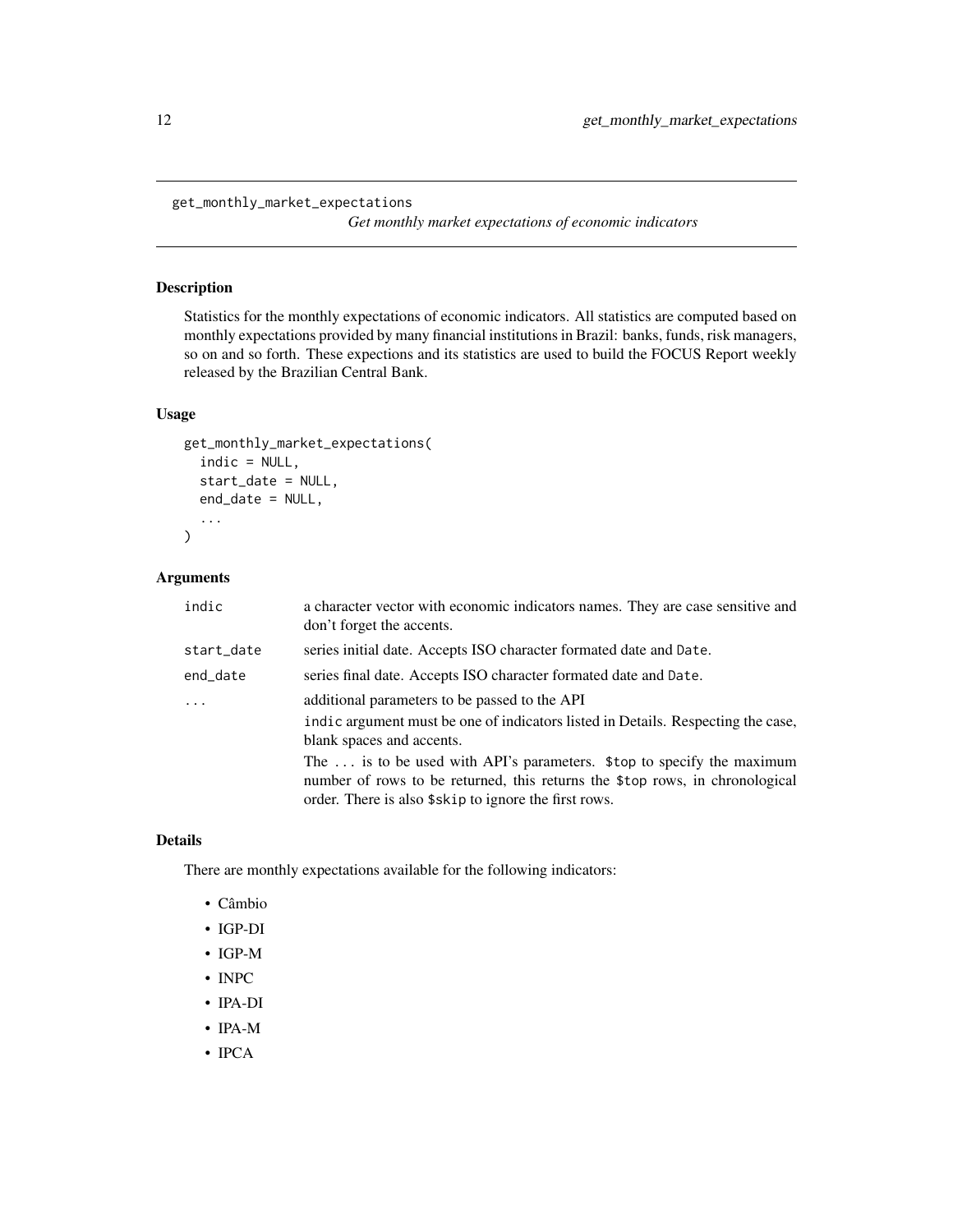# get_monthly_market_expectations

*Get monthly market expectations of economic indicators*

## Description

Statistics for the monthly expectations of economic indicators. All statistics are computed based on monthly expectations provided by many financial institutions in Brazil: banks, funds, risk managers, so on and so forth. These expections and its statistics are used to build the FOCUS Report weekly released by the Brazilian Central Bank.

## Usage

```
get_monthly_market_expectations(
  indic = NULL,
  start_date = NULL,
  end_date = NULL,
  ...
)
```

## Arguments

| | |
|---|---|
| indic | a character vector with economic indicators names. They are case sensitive and don't forget the accents. |
| start_date | series initial date. Accepts ISO character formated date and `Date`. |
| end_date | series final date. Accepts ISO character formated date and `Date`. |
| ... | additional parameters to be passed to the API<br>`indic` argument must be one of indicators listed in Details. Respecting the case, blank spaces and accents.<br>The `...` is to be used with API's parameters. `$top` to specify the maximum number of rows to be returned, this returns the `$top` rows, in chronological order. There is also `$skip` to ignore the first rows. |

## Details

There are monthly expectations available for the following indicators:

- Câmbio
- IGP-DI
- IGP-M
- INPC
- IPA-DI
- IPA-M
- IPCA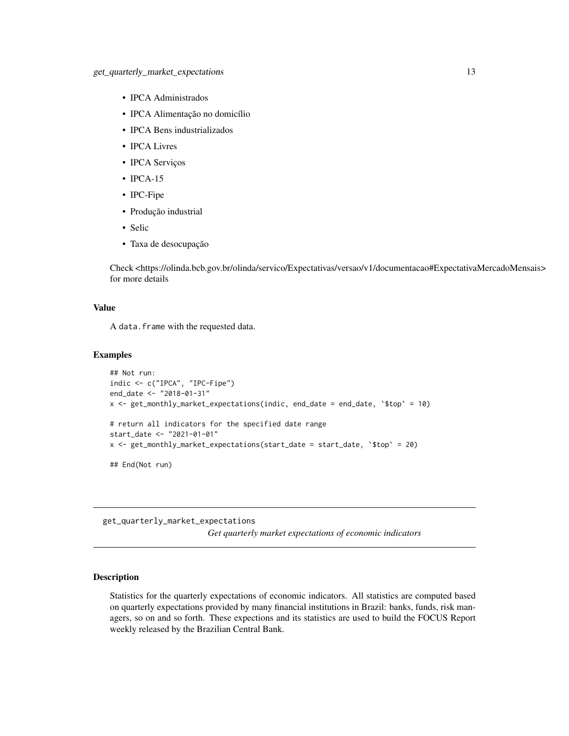- IPCA Administrados
- IPCA Alimentação no domicílio
- IPCA Bens industrializados
- IPCA Livres
- IPCA Serviços
- IPCA-15
- IPC-Fipe
- Produção industrial
- Selic
- Taxa de desocupação

Check <https://olinda.bcb.gov.br/olinda/servico/Expectativas/versao/v1/documentacao#ExpectativaMercadoMensais> for more details

### Value

A `data.frame` with the requested data.

### Examples

```
## Not run:
indic <- c("IPCA", "IPC-Fipe")
end_date <- "2018-01-31"
x <- get_monthly_market_expectations(indic, end_date = end_date, `$top` = 10)

# return all indicators for the specified date range
start_date <- "2021-01-01"
x <- get_monthly_market_expectations(start_date = start_date, `$top` = 20)

## End(Not run)
```

---

## get_quarterly_market_expectations

*Get quarterly market expectations of economic indicators*

---

### Description

Statistics for the quarterly expectations of economic indicators. All statistics are computed based on quarterly expectations provided by many financial institutions in Brazil: banks, funds, risk managers, so on and so forth. These expections and its statistics are used to build the FOCUS Report weekly released by the Brazilian Central Bank.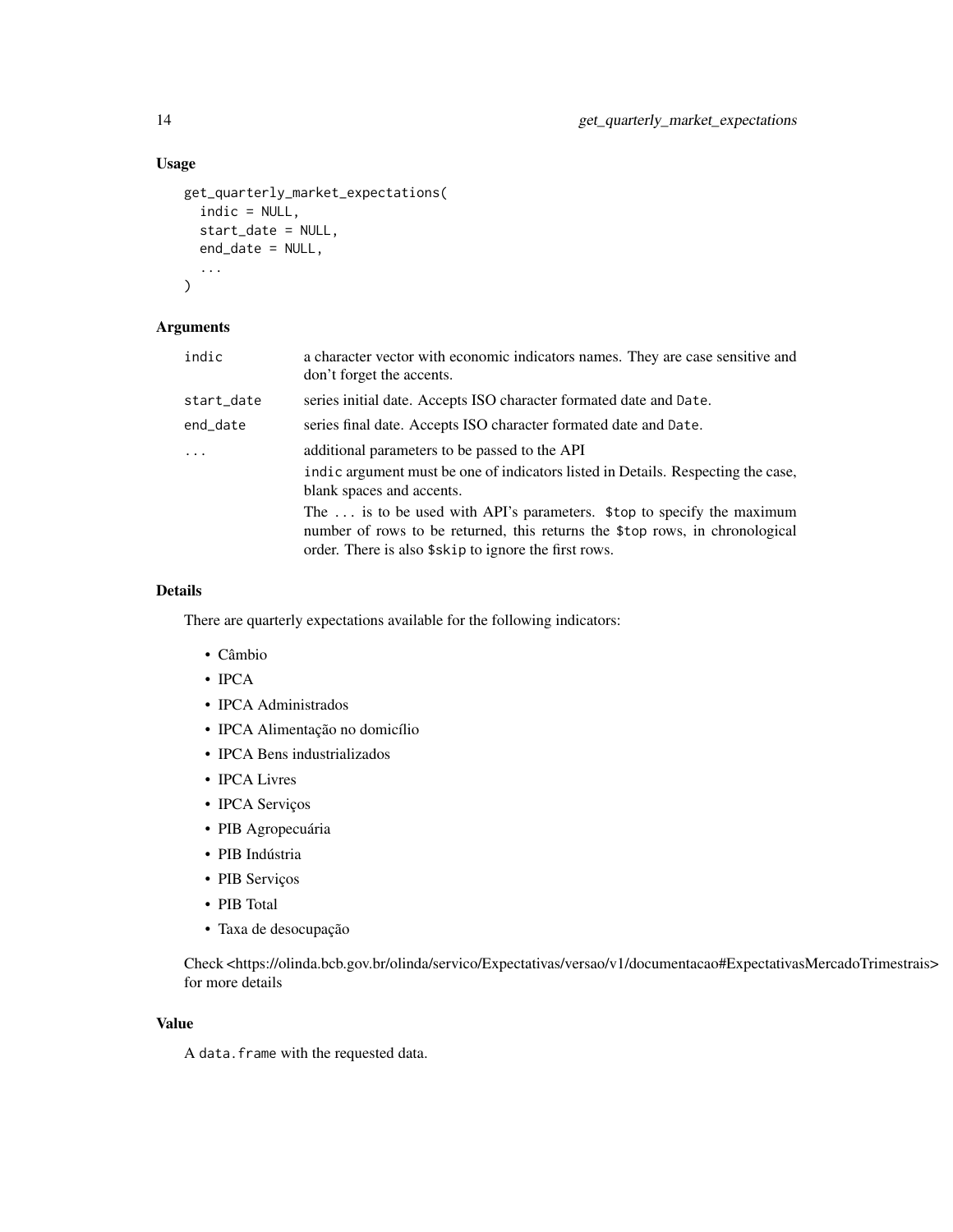### Usage

```
get_quarterly_market_expectations(
  indic = NULL,
  start_date = NULL,
  end_date = NULL,
  ...
)
```

### Arguments

| | |
|---|---|
| `indic` | a character vector with economic indicators names. They are case sensitive and don't forget the accents. |
| `start_date` | series initial date. Accepts ISO character formated date and `Date`. |
| `end_date` | series final date. Accepts ISO character formated date and `Date`. |
| `...` | additional parameters to be passed to the API<br>`indic` argument must be one of indicators listed in Details. Respecting the case, blank spaces and accents.<br>The `...` is to be used with API's parameters. `$top` to specify the maximum number of rows to be returned, this returns the `$top` rows, in chronological order. There is also `$skip` to ignore the first rows. |

### Details

There are quarterly expectations available for the following indicators:

- Câmbio
- IPCA
- IPCA Administrados
- IPCA Alimentação no domicílio
- IPCA Bens industrializados
- IPCA Livres
- IPCA Serviços
- PIB Agropecuária
- PIB Indústria
- PIB Serviços
- PIB Total
- Taxa de desocupação

Check <https://olinda.bcb.gov.br/olinda/servico/Expectativas/versao/v1/documentacao#ExpectativasMercadoTrimestrais> for more details

### Value

A `data.frame` with the requested data.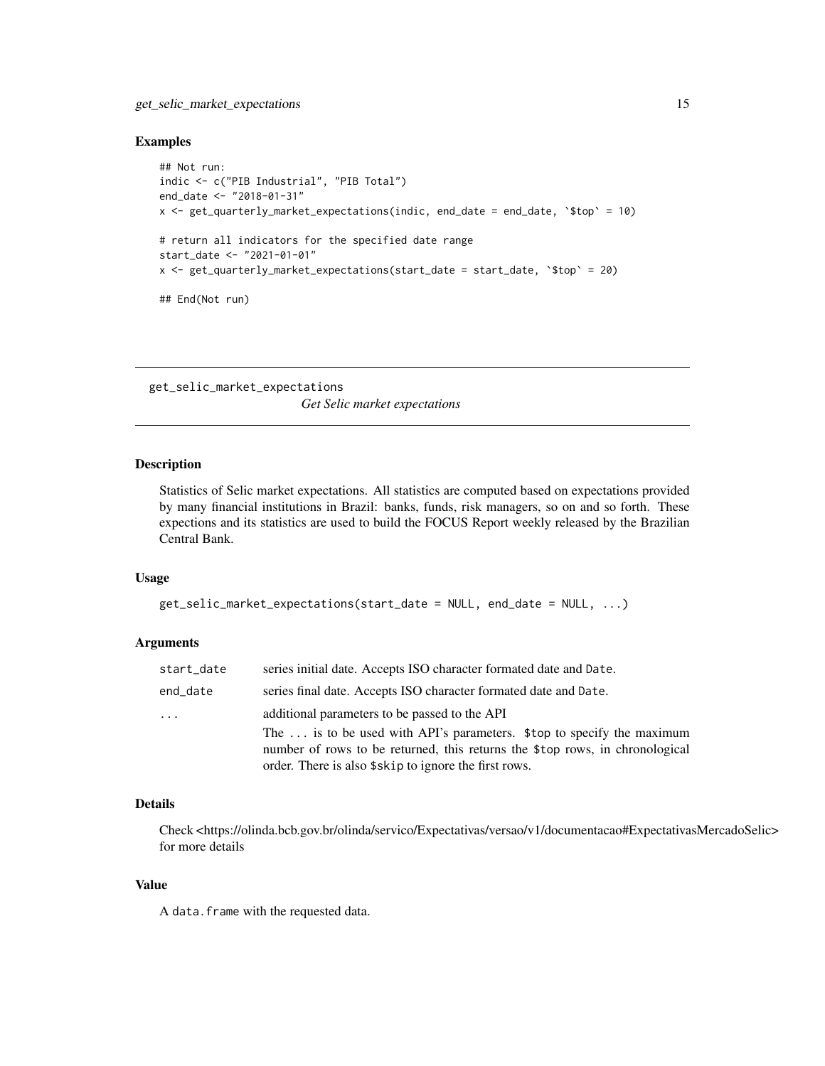### Examples

```
## Not run:
indic <- c("PIB Industrial", "PIB Total")
end_date <- "2018-01-31"
x <- get_quarterly_market_expectations(indic, end_date = end_date, `$top` = 10)

# return all indicators for the specified date range
start_date <- "2021-01-01"
x <- get_quarterly_market_expectations(start_date = start_date, `$top` = 20)

## End(Not run)
```

---

## get_selic_market_expectations

*Get Selic market expectations*

---

### Description

Statistics of Selic market expectations. All statistics are computed based on expectations provided by many financial institutions in Brazil: banks, funds, risk managers, so on and so forth. These expections and its statistics are used to build the FOCUS Report weekly released by the Brazilian Central Bank.

### Usage

```
get_selic_market_expectations(start_date = NULL, end_date = NULL, ...)
```

### Arguments

| | |
|---|---|
| `start_date` | series initial date. Accepts ISO character formated date and `Date`. |
| `end_date` | series final date. Accepts ISO character formated date and `Date`. |
| `...` | additional parameters to be passed to the API<br>The ... is to be used with API's parameters. `$top` to specify the maximum number of rows to be returned, this returns the `$top` rows, in chronological order. There is also `$skip` to ignore the first rows. |

### Details

Check <https://olinda.bcb.gov.br/olinda/servico/Expectativas/versao/v1/documentacao#ExpectativasMercadoSelic> for more details

### Value

A `data.frame` with the requested data.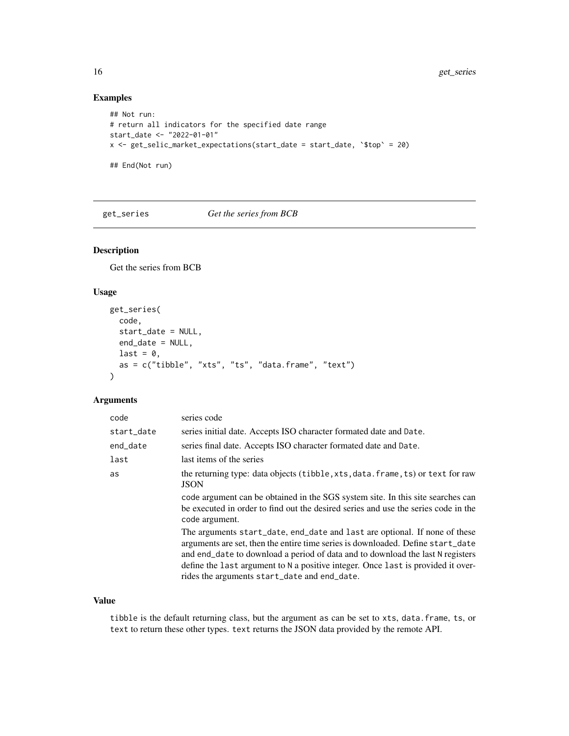### Examples

```
## Not run:
# return all indicators for the specified date range
start_date <- "2022-01-01"
x <- get_selic_market_expectations(start_date = start_date, `$top` = 20)

## End(Not run)
```

---

## get_series *Get the series from BCB*

### Description

Get the series from BCB

### Usage

```
get_series(
  code,
  start_date = NULL,
  end_date = NULL,
  last = 0,
  as = c("tibble", "xts", "ts", "data.frame", "text")
)
```

### Arguments

| | |
|---|---|
| `code` | series code |
| `start_date` | series initial date. Accepts ISO character formated date and `Date`. |
| `end_date` | series final date. Accepts ISO character formated date and `Date`. |
| `last` | last items of the series |
| `as` | the returning type: data objects (`tibble,xts,data.frame,ts`) or `text` for raw JSON<br><br>`code` argument can be obtained in the SGS system site. In this site searches can be executed in order to find out the desired series and use the series code in the `code` argument.<br><br>The arguments `start_date`, `end_date` and `last` are optional. If none of these arguments are set, then the entire time series is downloaded. Define `start_date` and `end_date` to download a period of data and to download the last `N` registers define the `last` argument to `N` a positive integer. Once `last` is provided it overrides the arguments `start_date` and `end_date`. |

### Value

`tibble` is the default returning class, but the argument `as` can be set to `xts`, `data.frame`, `ts`, or `text` to return these other types. `text` returns the JSON data provided by the remote API.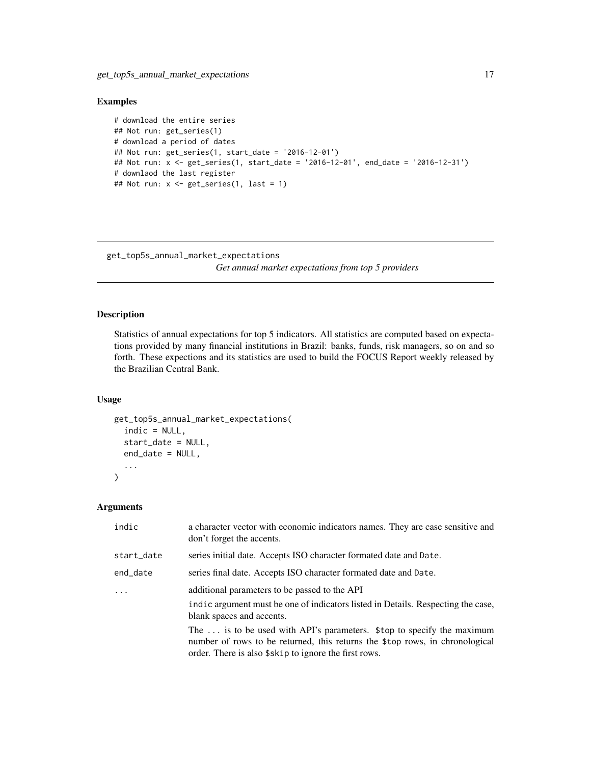### Examples

```
# download the entire series
## Not run: get_series(1)
# download a period of dates
## Not run: get_series(1, start_date = '2016-12-01')
## Not run: x <- get_series(1, start_date = '2016-12-01', end_date = '2016-12-31')
# downlaod the last register
## Not run: x <- get_series(1, last = 1)
```

---

## get_top5s_annual_market_expectations

*Get annual market expectations from top 5 providers*

---

### Description

Statistics of annual expectations for top 5 indicators. All statistics are computed based on expectations provided by many financial institutions in Brazil: banks, funds, risk managers, so on and so forth. These expections and its statistics are used to build the FOCUS Report weekly released by the Brazilian Central Bank.

### Usage

```
get_top5s_annual_market_expectations(
  indic = NULL,
  start_date = NULL,
  end_date = NULL,
  ...
)
```

### Arguments

| | |
|---|---|
| indic | a character vector with economic indicators names. They are case sensitive and don't forget the accents. |
| start_date | series initial date. Accepts ISO character formated date and Date. |
| end_date | series final date. Accepts ISO character formated date and Date. |
| ... | additional parameters to be passed to the API<br><br>indic argument must be one of indicators listed in Details. Respecting the case, blank spaces and accents.<br><br>The ... is to be used with API's parameters. $top to specify the maximum number of rows to be returned, this returns the $top rows, in chronological order. There is also $skip to ignore the first rows. |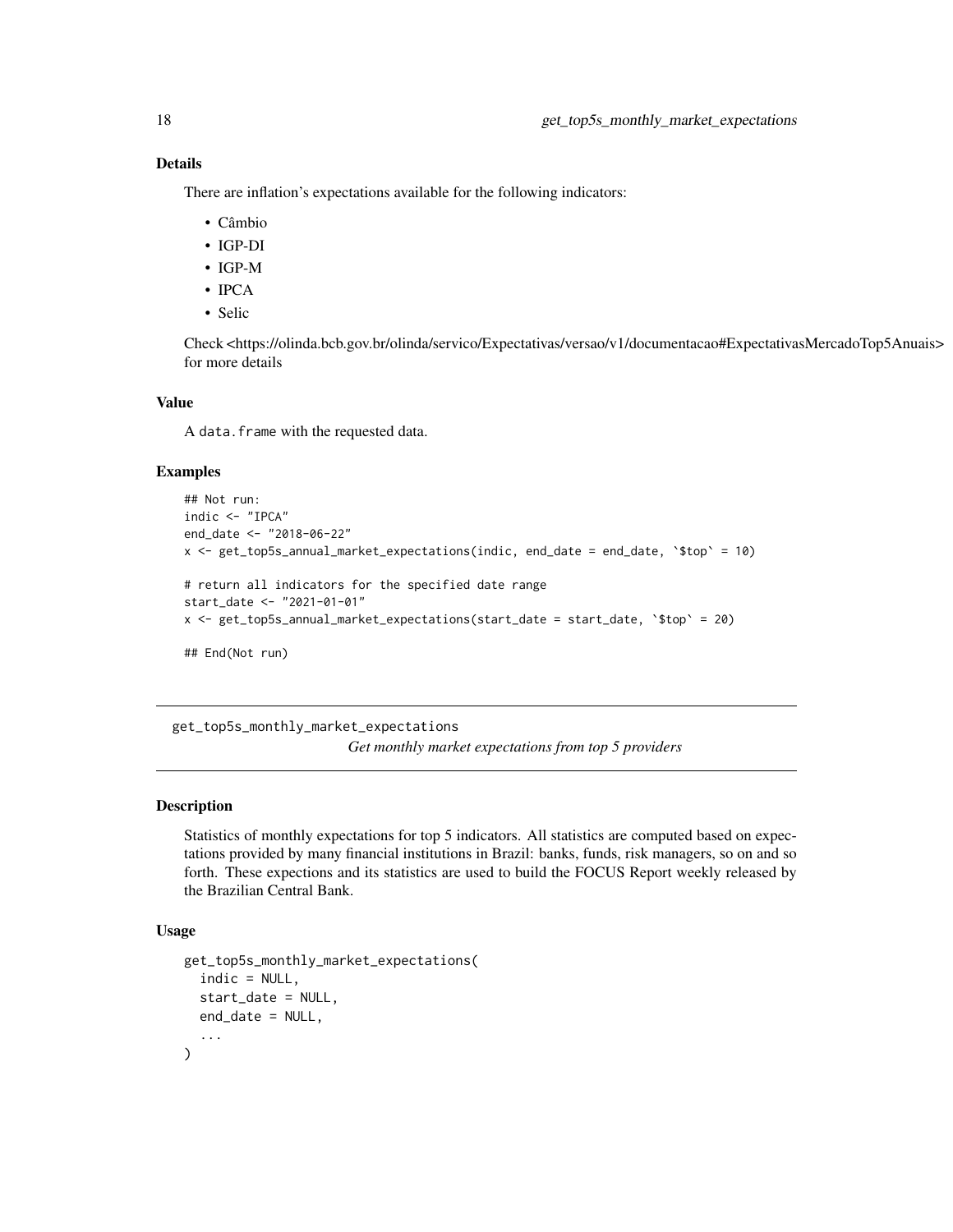### Details

There are inflation's expectations available for the following indicators:

- Câmbio
- IGP-DI
- IGP-M
- IPCA
- Selic

Check <https://olinda.bcb.gov.br/olinda/servico/Expectativas/versao/v1/documentacao#ExpectativasMercadoTop5Anuais> for more details

### Value

A data.frame with the requested data.

### Examples

```
## Not run:
indic <- "IPCA"
end_date <- "2018-06-22"
x <- get_top5s_annual_market_expectations(indic, end_date = end_date, `$top` = 10)

# return all indicators for the specified date range
start_date <- "2021-01-01"
x <- get_top5s_annual_market_expectations(start_date = start_date, `$top` = 20)

## End(Not run)
```

---

## get_top5s_monthly_market_expectations

*Get monthly market expectations from top 5 providers*

### Description

Statistics of monthly expectations for top 5 indicators. All statistics are computed based on expectations provided by many financial institutions in Brazil: banks, funds, risk managers, so on and so forth. These expections and its statistics are used to build the FOCUS Report weekly released by the Brazilian Central Bank.

### Usage

```
get_top5s_monthly_market_expectations(
  indic = NULL,
  start_date = NULL,
  end_date = NULL,
  ...
)
```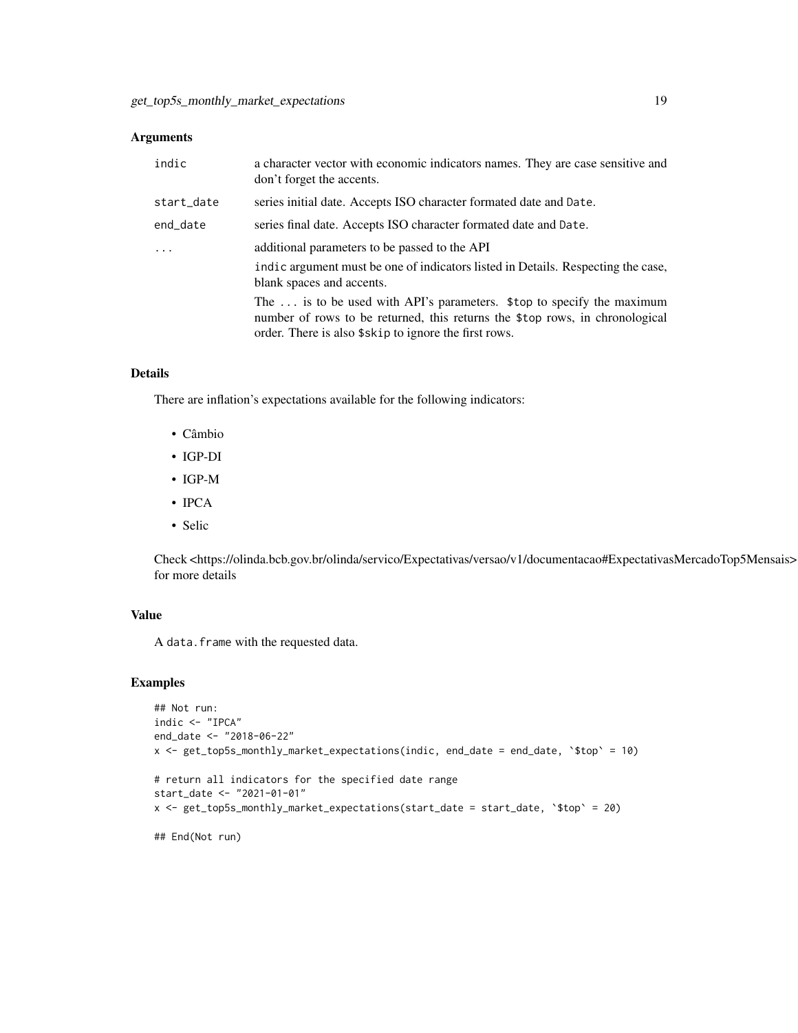## Arguments

| | |
|---|---|
| indic | a character vector with economic indicators names. They are case sensitive and don't forget the accents. |
| start_date | series initial date. Accepts ISO character formated date and Date. |
| end_date | series final date. Accepts ISO character formated date and Date. |
| ... | additional parameters to be passed to the API<br><br>indic argument must be one of indicators listed in Details. Respecting the case, blank spaces and accents.<br><br>The ... is to be used with API's parameters. $top to specify the maximum number of rows to be returned, this returns the $top rows, in chronological order. There is also $skip to ignore the first rows. |

## Details

There are inflation's expectations available for the following indicators:

- Câmbio
- IGP-DI
- IGP-M
- IPCA
- Selic

Check <https://olinda.bcb.gov.br/olinda/servico/Expectativas/versao/v1/documentacao#ExpectativasMercadoTop5Mensais> for more details

## Value

A data.frame with the requested data.

## Examples

```
## Not run:
indic <- "IPCA"
end_date <- "2018-06-22"
x <- get_top5s_monthly_market_expectations(indic, end_date = end_date, `$top` = 10)

# return all indicators for the specified date range
start_date <- "2021-01-01"
x <- get_top5s_monthly_market_expectations(start_date = start_date, `$top` = 20)

## End(Not run)
```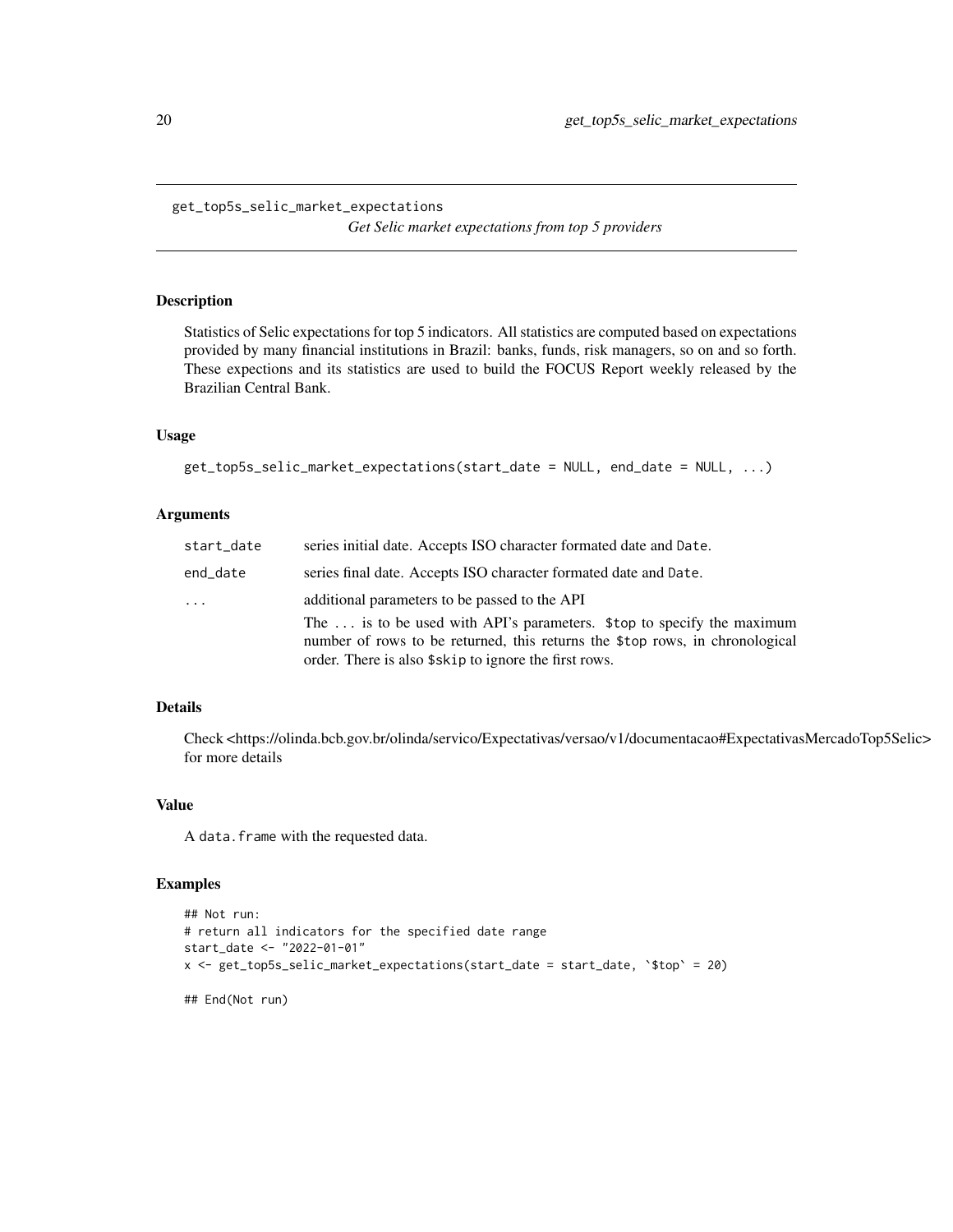# get_top5s_selic_market_expectations

*Get Selic market expectations from top 5 providers*

## Description

Statistics of Selic expectations for top 5 indicators. All statistics are computed based on expectations provided by many financial institutions in Brazil: banks, funds, risk managers, so on and so forth. These expections and its statistics are used to build the FOCUS Report weekly released by the Brazilian Central Bank.

## Usage

```
get_top5s_selic_market_expectations(start_date = NULL, end_date = NULL, ...)
```

## Arguments

| | |
|---|---|
| start_date | series initial date. Accepts ISO character formated date and `Date`. |
| end_date | series final date. Accepts ISO character formated date and `Date`. |
| ... | additional parameters to be passed to the API<br>The `...` is to be used with API's parameters. `$top` to specify the maximum number of rows to be returned, this returns the `$top` rows, in chronological order. There is also `$skip` to ignore the first rows. |

## Details

Check <https://olinda.bcb.gov.br/olinda/servico/Expectativas/versao/v1/documentacao#ExpectativasMercadoTop5Selic> for more details

## Value

A `data.frame` with the requested data.

## Examples

```
## Not run:
# return all indicators for the specified date range
start_date <- "2022-01-01"
x <- get_top5s_selic_market_expectations(start_date = start_date, `$top` = 20)

## End(Not run)
```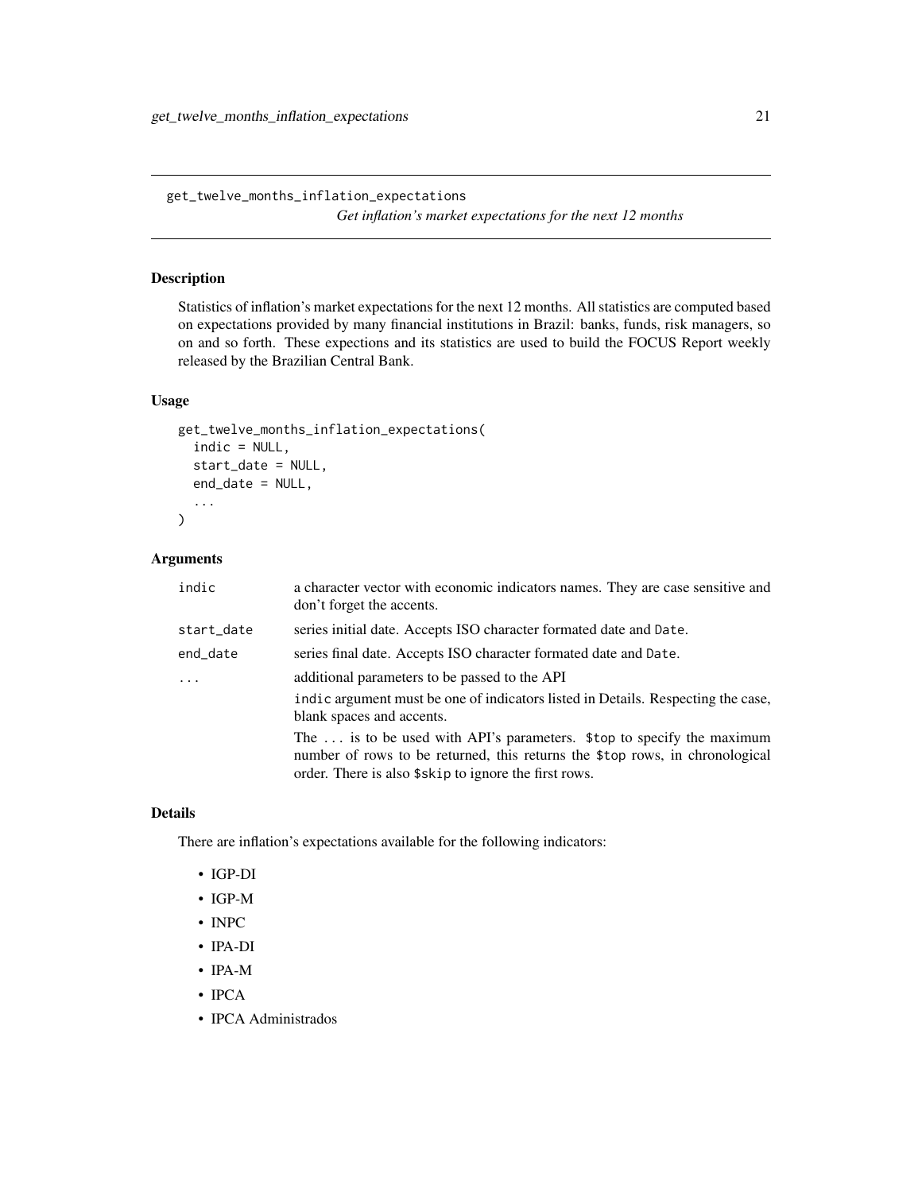`get_twelve_months_inflation_expectations`

*Get inflation's market expectations for the next 12 months*

## Description

Statistics of inflation's market expectations for the next 12 months. All statistics are computed based on expectations provided by many financial institutions in Brazil: banks, funds, risk managers, so on and so forth. These expections and its statistics are used to build the FOCUS Report weekly released by the Brazilian Central Bank.

## Usage

```
get_twelve_months_inflation_expectations(
  indic = NULL,
  start_date = NULL,
  end_date = NULL,
  ...
)
```

## Arguments

| | |
|---|---|
| `indic` | a character vector with economic indicators names. They are case sensitive and don't forget the accents. |
| `start_date` | series initial date. Accepts ISO character formated date and `Date`. |
| `end_date` | series final date. Accepts ISO character formated date and `Date`. |
| `...` | additional parameters to be passed to the API |

`indic` argument must be one of indicators listed in Details. Respecting the case, blank spaces and accents.

The `...` is to be used with API's parameters. `$top` to specify the maximum number of rows to be returned, this returns the `$top` rows, in chronological order. There is also `$skip` to ignore the first rows.

## Details

There are inflation's expectations available for the following indicators:

- IGP-DI
- IGP-M
- INPC
- IPA-DI
- IPA-M
- IPCA
- IPCA Administrados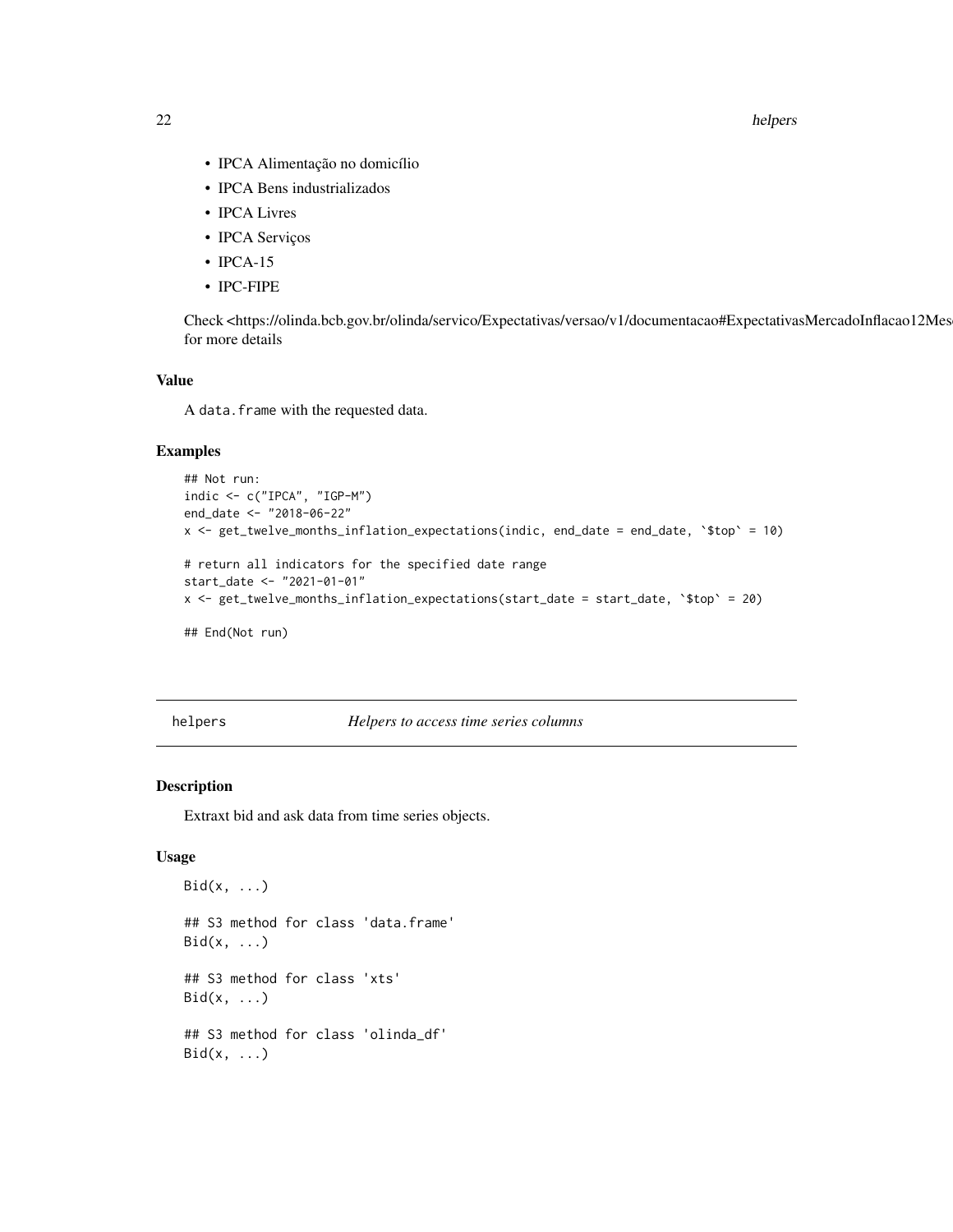- IPCA Alimentação no domicílio
- IPCA Bens industrializados
- IPCA Livres
- IPCA Serviços
- IPCA-15
- IPC-FIPE

Check <https://olinda.bcb.gov.br/olinda/servico/Expectativas/versao/v1/documentacao#ExpectativasMercadoInflacao12Mes for more details

### Value

A data.frame with the requested data.

### Examples

```
## Not run:
indic <- c("IPCA", "IGP-M")
end_date <- "2018-06-22"
x <- get_twelve_months_inflation_expectations(indic, end_date = end_date, `$top` = 10)

# return all indicators for the specified date range
start_date <- "2021-01-01"
x <- get_twelve_months_inflation_expectations(start_date = start_date, `$top` = 20)

## End(Not run)
```

## helpers — *Helpers to access time series columns*

### Description

Extraxt bid and ask data from time series objects.

### Usage

```
Bid(x, ...)

## S3 method for class 'data.frame'
Bid(x, ...)

## S3 method for class 'xts'
Bid(x, ...)

## S3 method for class 'olinda_df'
Bid(x, ...)
```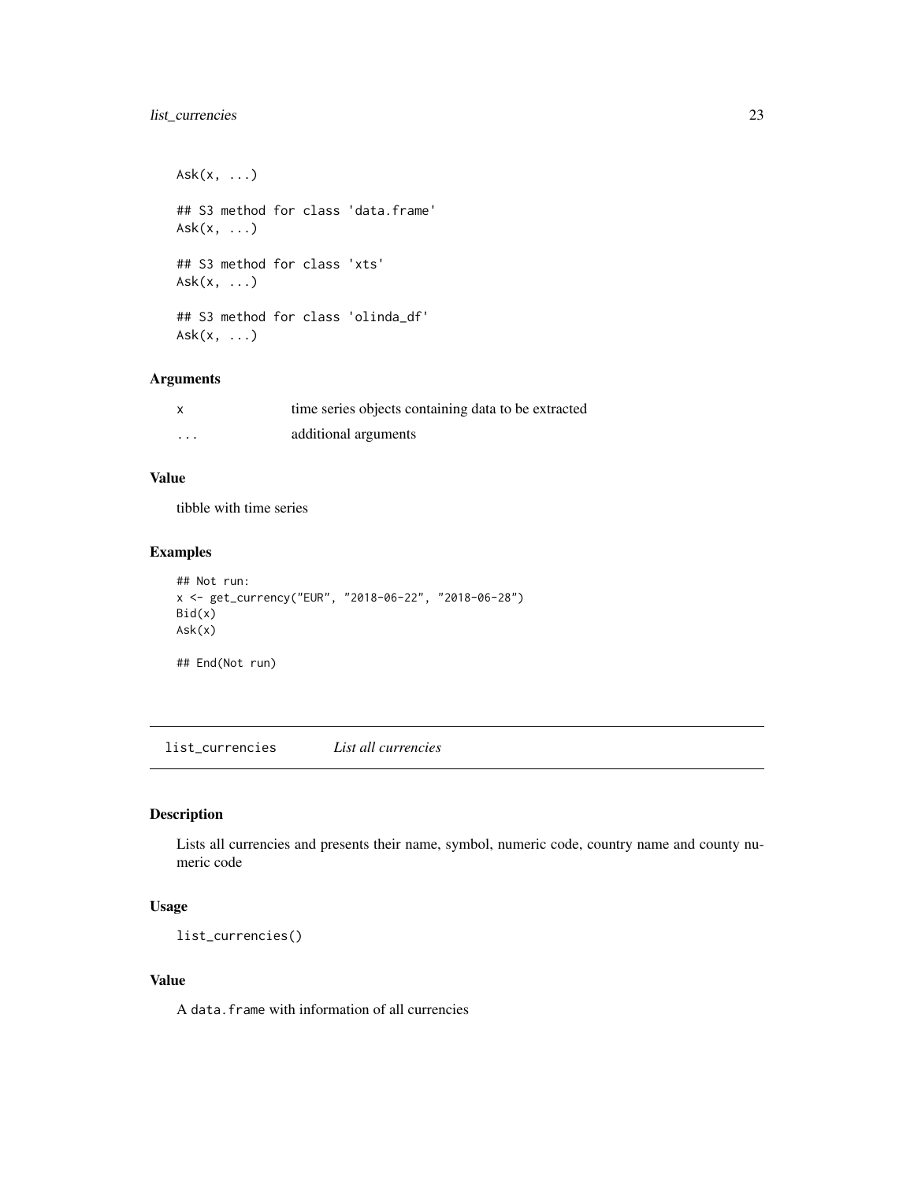```
Ask(x, ...)

## S3 method for class 'data.frame'
Ask(x, ...)

## S3 method for class 'xts'
Ask(x, ...)

## S3 method for class 'olinda_df'
Ask(x, ...)
```

### Arguments

| | |
|---|---|
| x | time series objects containing data to be extracted |
| ... | additional arguments |

### Value

tibble with time series

### Examples

```
## Not run:
x <- get_currency("EUR", "2018-06-22", "2018-06-28")
Bid(x)
Ask(x)

## End(Not run)
```

---

## list_currencies *List all currencies*

---

### Description

Lists all currencies and presents their name, symbol, numeric code, country name and county numeric code

### Usage

```
list_currencies()
```

### Value

A `data.frame` with information of all currencies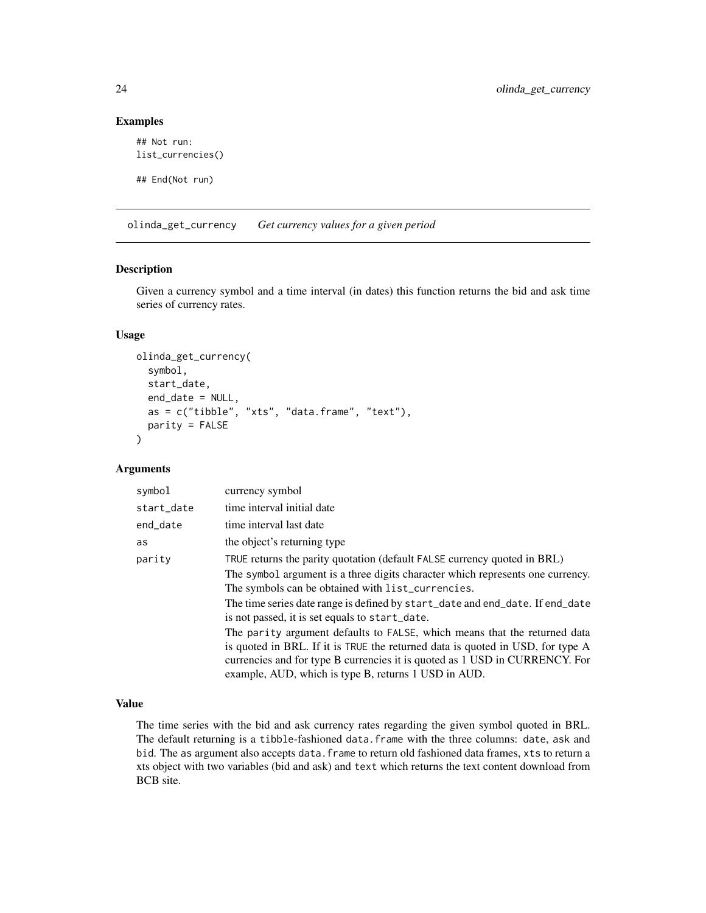## Examples

```
## Not run:
list_currencies()

## End(Not run)
```

---

# olinda_get_currency *Get currency values for a given period*

---

## Description

Given a currency symbol and a time interval (in dates) this function returns the bid and ask time series of currency rates.

## Usage

```
olinda_get_currency(
  symbol,
  start_date,
  end_date = NULL,
  as = c("tibble", "xts", "data.frame", "text"),
  parity = FALSE
)
```

## Arguments

| | |
|---|---|
| `symbol` | currency symbol |
| `start_date` | time interval initial date |
| `end_date` | time interval last date |
| `as` | the object's returning type |
| `parity` | `TRUE` returns the parity quotation (default `FALSE` currency quoted in BRL) |

The `symbol` argument is a three digits character which represents one currency. The symbols can be obtained with `list_currencies`.

The time series date range is defined by `start_date` and `end_date`. If `end_date` is not passed, it is set equals to `start_date`.

The `parity` argument defaults to `FALSE`, which means that the returned data is quoted in BRL. If it is `TRUE` the returned data is quoted in USD, for type A currencies and for type B currencies it is quoted as 1 USD in CURRENCY. For example, AUD, which is type B, returns 1 USD in AUD.

## Value

The time series with the bid and ask currency rates regarding the given symbol quoted in BRL. The default returning is a `tibble`-fashioned `data.frame` with the three columns: `date`, `ask` and `bid`. The `as` argument also accepts `data.frame` to return old fashioned data frames, `xts` to return a xts object with two variables (bid and ask) and `text` which returns the text content download from BCB site.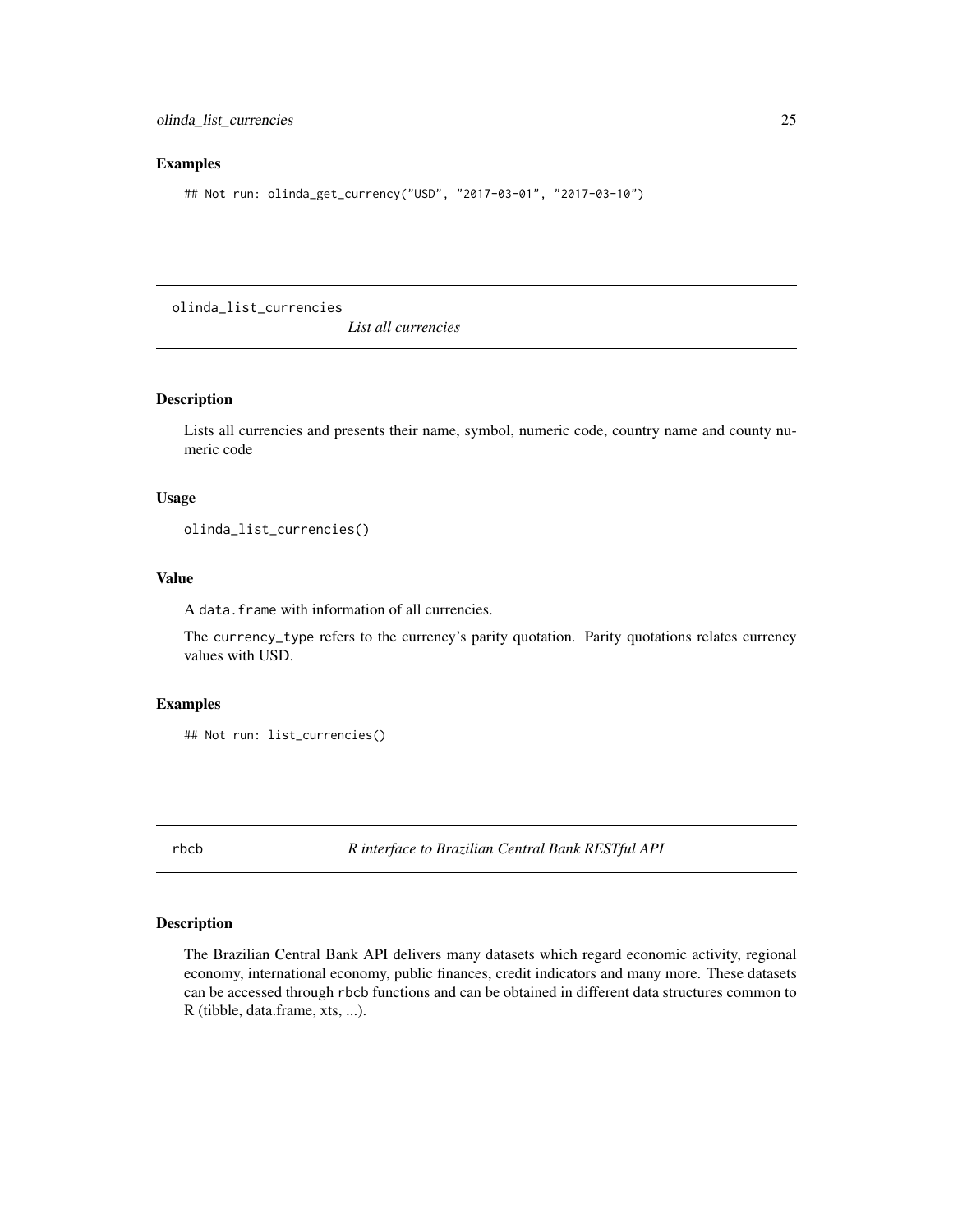### Examples

```
## Not run: olinda_get_currency("USD", "2017-03-01", "2017-03-10")
```

## olinda_list_currencies

*List all currencies*

### Description

Lists all currencies and presents their name, symbol, numeric code, country name and county numeric code

### Usage

```
olinda_list_currencies()
```

### Value

A data.frame with information of all currencies.

The currency_type refers to the currency's parity quotation. Parity quotations relates currency values with USD.

### Examples

```
## Not run: list_currencies()
```

## rbcb

*R interface to Brazilian Central Bank RESTful API*

### Description

The Brazilian Central Bank API delivers many datasets which regard economic activity, regional economy, international economy, public finances, credit indicators and many more. These datasets can be accessed through rbcb functions and can be obtained in different data structures common to R (tibble, data.frame, xts, ...).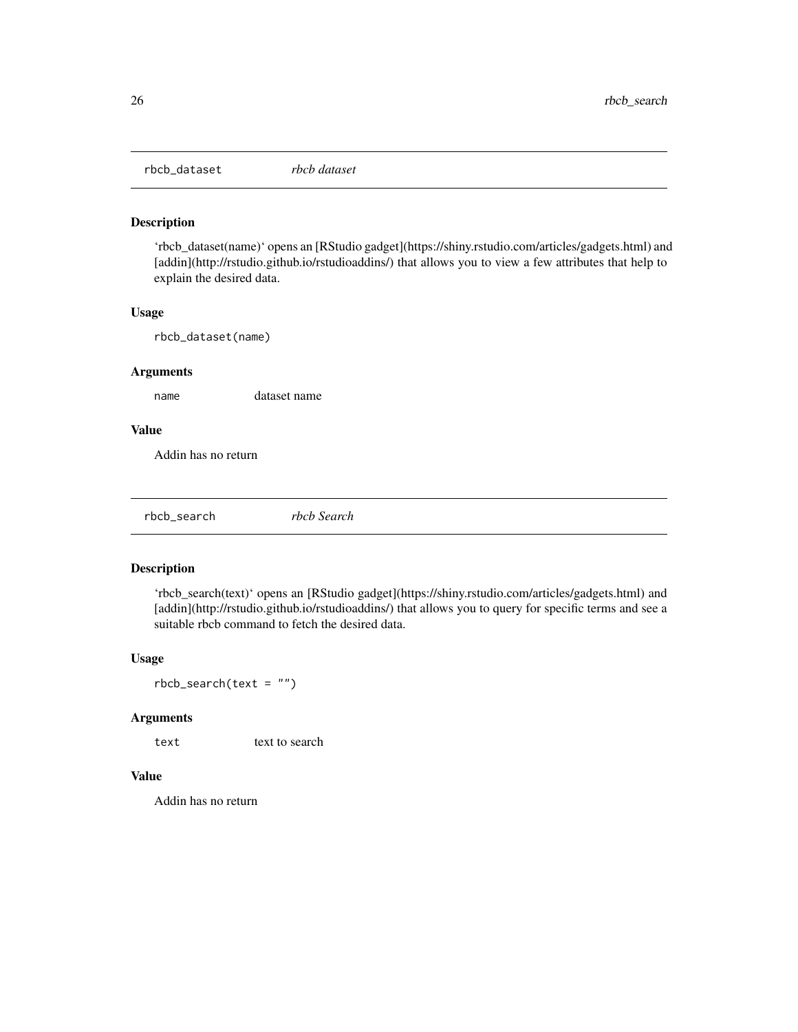## rbcb_dataset *rbcb dataset*

### Description

'rbcb_dataset(name)' opens an [RStudio gadget](https://shiny.rstudio.com/articles/gadgets.html) and [addin](http://rstudio.github.io/rstudioaddins/) that allows you to view a few attributes that help to explain the desired data.

### Usage

```
rbcb_dataset(name)
```

### Arguments

| | |
|---|---|
| name | dataset name |

### Value

Addin has no return

## rbcb_search *rbcb Search*

### Description

'rbcb_search(text)' opens an [RStudio gadget](https://shiny.rstudio.com/articles/gadgets.html) and [addin](http://rstudio.github.io/rstudioaddins/) that allows you to query for specific terms and see a suitable rbcb command to fetch the desired data.

### Usage

```
rbcb_search(text = "")
```

### Arguments

| | |
|---|---|
| text | text to search |

### Value

Addin has no return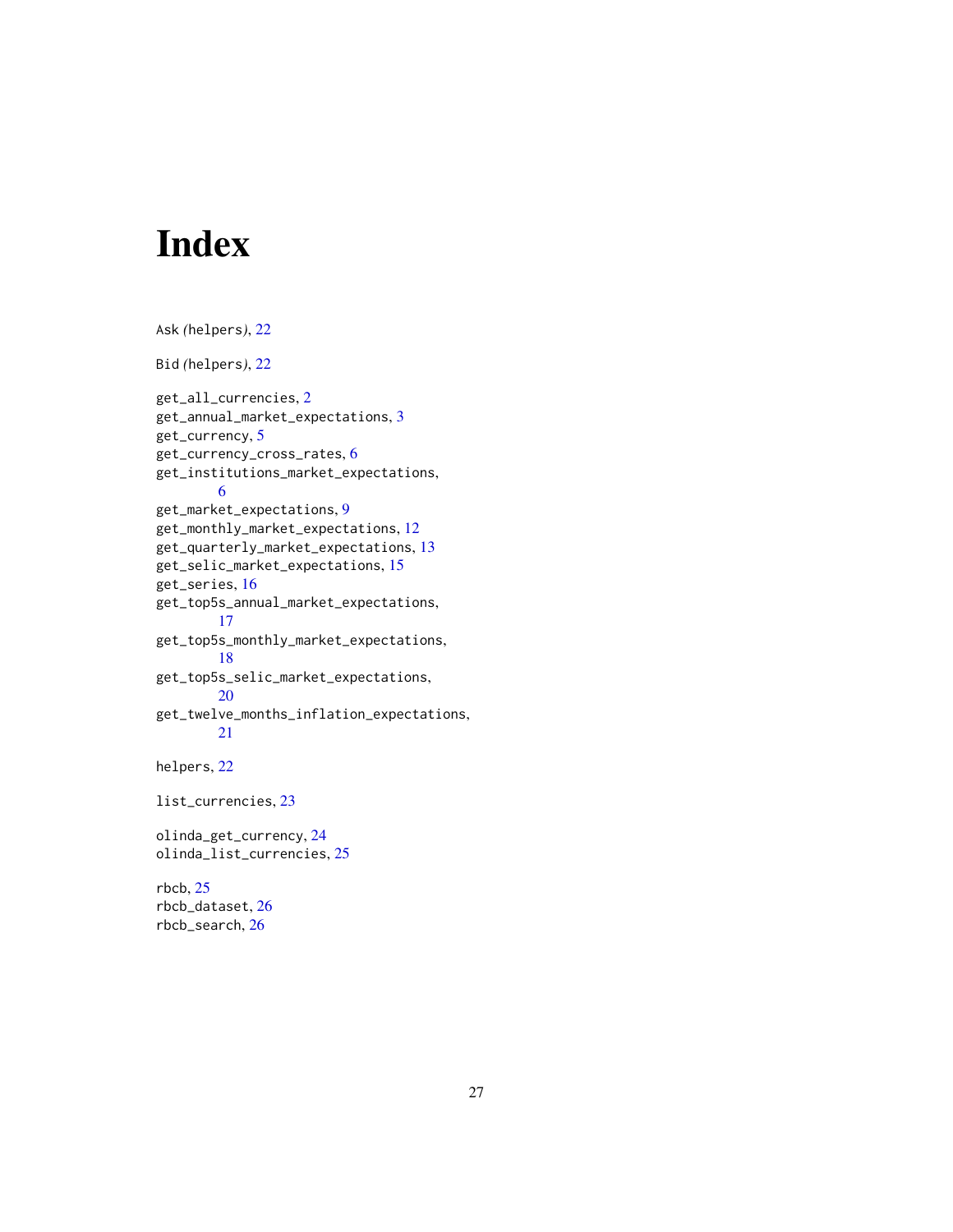# Index

Ask (helpers), 22

Bid (helpers), 22

get_all_currencies, 2
get_annual_market_expectations, 3
get_currency, 5
get_currency_cross_rates, 6
get_institutions_market_expectations, 6
get_market_expectations, 9
get_monthly_market_expectations, 12
get_quarterly_market_expectations, 13
get_selic_market_expectations, 15
get_series, 16
get_top5s_annual_market_expectations, 17
get_top5s_monthly_market_expectations, 18
get_top5s_selic_market_expectations, 20
get_twelve_months_inflation_expectations, 21

helpers, 22

list_currencies, 23

olinda_get_currency, 24
olinda_list_currencies, 25

rbcb, 25
rbcb_dataset, 26
rbcb_search, 26